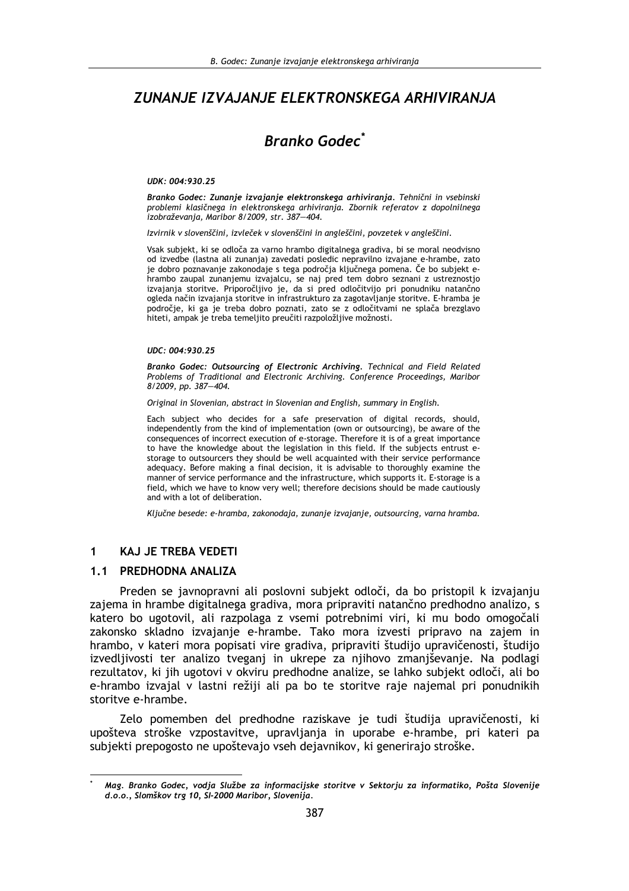# ZUNANJE IZVAJANJE ELEKTRONSKEGA ARHIVIRANJA

## *Branko Godec*[*]

*UDK: 004:930.25*

***Branko Godec: Zunanje izvajanje elektronskega arhiviranja**. Tehnični in vsebinski problemi klasičnega in elektronskega arhiviranja. Zbornik referatov z dopolnilnega izobraževanja, Maribor 8/2009, str. 387—404.*

*Izvirnik v slovenščini, izvleček v slovenščini in angleščini, povzetek v angleščini.*

Vsak subjekt, ki se odloča za varno hrambo digitalnega gradiva, bi se moral neodvisno od izvedbe (lastna ali zunanja) zavedati posledic nepravilno izvajane e-hrambe, zato je dobro poznavanje zakonodaje s tega področja ključnega pomena. Če bo subjekt e-hrambo zaupal zunanjemu izvajalcu, se naj pred tem dobro seznani z ustreznostjo izvajanja storitve. Priporočljivo je, da si pred odločitvijo pri ponudniku natančno ogleda način izvajanja storitve in infrastrukturo za zagotavljanje storitve. E-hramba je področje, ki ga je treba dobro poznati, zato se z odločitvami ne splača brezglavo hiteti, ampak je treba temeljito preučiti razpoložljive možnosti.

*UDC: 004:930.25*

***Branko Godec: Outsourcing of Electronic Archiving**. Technical and Field Related Problems of Traditional and Electronic Archiving. Conference Proceedings, Maribor 8/2009, pp. 387—404.*

*Original in Slovenian, abstract in Slovenian and English, summary in English.*

Each subject who decides for a safe preservation of digital records, should, independently from the kind of implementation (own or outsourcing), be aware of the consequences of incorrect execution of e-storage. Therefore it is of a great importance to have the knowledge about the legislation in this field. If the subjects entrust e-storage to outsourcers they should be well acquainted with their service performance adequacy. Before making a final decision, it is advisable to thoroughly examine the manner of service performance and the infrastructure, which supports it. E-storage is a field, which we have to know very well; therefore decisions should be made cautiously and with a lot of deliberation.

*Ključne besede: e-hramba, zakonodaja, zunanje izvajanje, outsourcing, varna hramba.*

## 1 KAJ JE TREBA VEDETI

### 1.1 PREDHODNA ANALIZA

Preden se javnopravni ali poslovni subjekt odloči, da bo pristopil k izvajanju zajema in hrambe digitalnega gradiva, mora pripraviti natančno predhodno analizo, s katero bo ugotovil, ali razpolaga z vsemi potrebnimi viri, ki mu bodo omogočali zakonsko skladno izvajanje e-hrambe. Tako mora izvesti pripravo na zajem in hrambo, v kateri mora popisati vire gradiva, pripraviti študijo upravičenosti, študijo izvedljivosti ter analizo tveganj in ukrepe za njihovo zmanjševanje. Na podlagi rezultatov, ki jih ugotovi v okviru predhodne analize, se lahko subjekt odloči, ali bo e-hrambo izvajal v lastni režiji ali pa bo te storitve raje najemal pri ponudnikih storitve e-hrambe.

Zelo pomemben del predhodne raziskave je tudi študija upravičenosti, ki upošteva stroške vzpostavitve, upravljanja in uporabe e-hrambe, pri kateri pa subjekti prepogosto ne upoštevajo vseh dejavnikov, ki generirajo stroške.

[*] *Mag. Branko Godec, vodja Službe za informacijske storitve v Sektorju za informatiko, Pošta Slovenije d.o.o., Slomškov trg 10, SI-2000 Maribor, Slovenija.*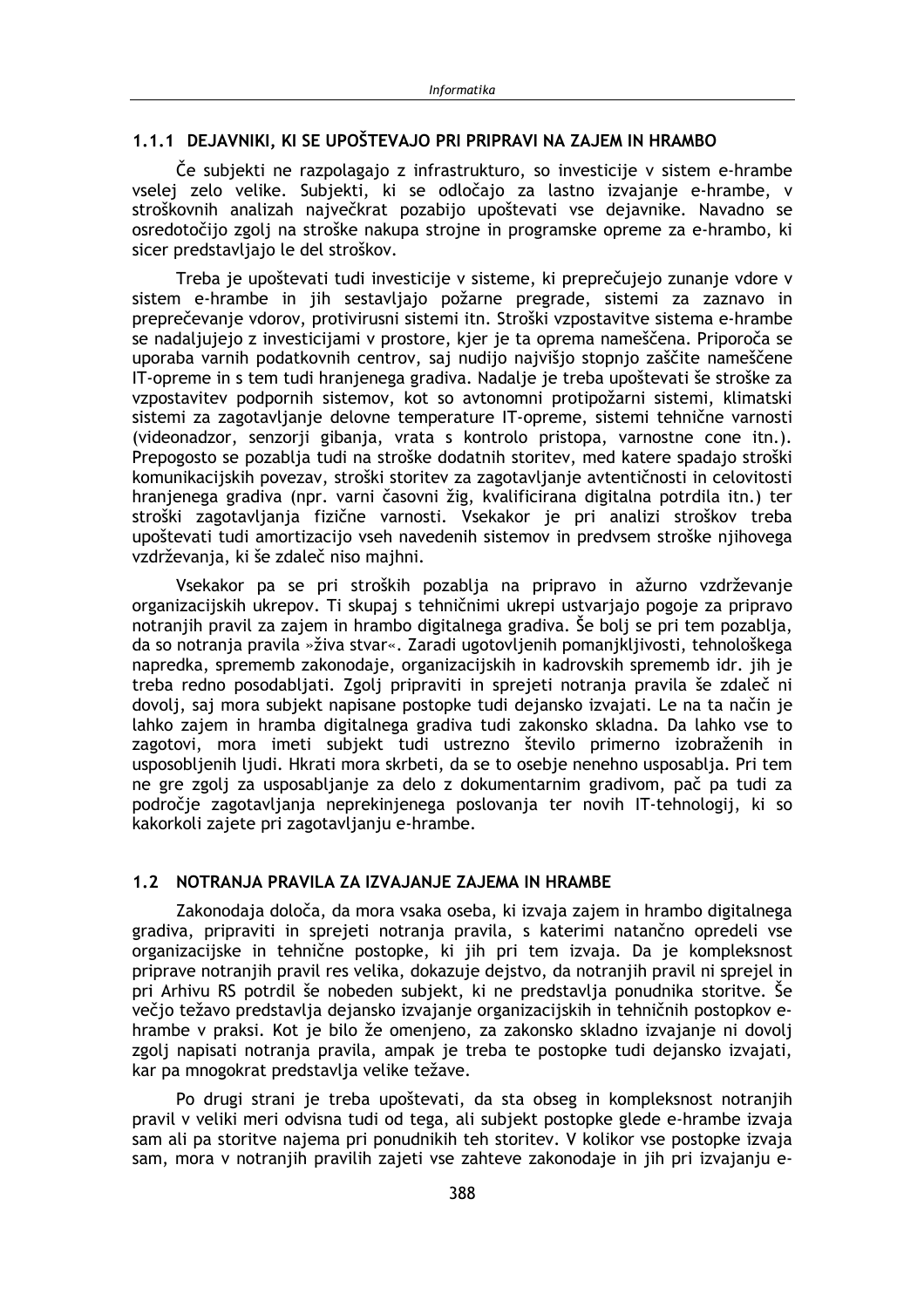### 1.1.1 DEJAVNIKI, KI SE UPOŠTEVAJO PRI PRIPRAVI NA ZAJEM IN HRAMBO

Če subjekti ne razpolagajo z infrastrukturo, so investicije v sistem e-hrambe vselej zelo velike. Subjekti, ki se odločajo za lastno izvajanje e-hrambe, v stroškovnih analizah največkrat pozabijo upoštevati vse dejavnike. Navadno se osredotočijo zgolj na stroške nakupa strojne in programske opreme za e-hrambo, ki sicer predstavljajo le del stroškov.

Treba je upoštevati tudi investicije v sisteme, ki preprečujejo zunanje vdore v sistem e-hrambe in jih sestavljajo požarne pregrade, sistemi za zaznavo in preprečevanje vdorov, protivirusni sistemi itn. Stroški vzpostavitve sistema e-hrambe se nadaljujejo z investicijami v prostore, kjer je ta oprema nameščena. Priporoča se uporaba varnih podatkovnih centrov, saj nudijo najvišjo stopnjo zaščite nameščene IT-opreme in s tem tudi hranjenega gradiva. Nadalje je treba upoštevati še stroške za vzpostavitev podpornih sistemov, kot so avtonomni protipožarni sistemi, klimatski sistemi za zagotavljanje delovne temperature IT-opreme, sistemi tehnične varnosti (videonadzor, senzorji gibanja, vrata s kontrolo pristopa, varnostne cone itn.). Prepogosto se pozablja tudi na stroške dodatnih storitev, med katere spadajo stroški komunikacijskih povezav, stroški storitev za zagotavljanje avtentičnosti in celovitosti hranjenega gradiva (npr. varni časovni žig, kvalificirana digitalna potrdila itn.) ter stroški zagotavljanja fizične varnosti. Vsekakor je pri analizi stroškov treba upoštevati tudi amortizacijo vseh navedenih sistemov in predvsem stroške njihovega vzdrževanja, ki še zdaleč niso majhni.

Vsekakor pa se pri stroških pozablja na pripravo in ažurno vzdrževanje organizacijskih ukrepov. Ti skupaj s tehničnimi ukrepi ustvarjajo pogoje za pripravo notranjih pravil za zajem in hrambo digitalnega gradiva. Še bolj se pri tem pozablja, da so notranja pravila »živa stvar«. Zaradi ugotovljenih pomanjkljivosti, tehnološkega napredka, sprememb zakonodaje, organizacijskih in kadrovskih sprememb idr. jih je treba redno posodabljati. Zgolj pripraviti in sprejeti notranja pravila še zdaleč ni dovolj, saj mora subjekt napisane postopke tudi dejansko izvajati. Le na ta način je lahko zajem in hramba digitalnega gradiva tudi zakonsko skladna. Da lahko vse to zagotovi, mora imeti subjekt tudi ustrezno število primerno izobraženih in usposobljenih ljudi. Hkrati mora skrbeti, da se to osebje nenehno usposablja. Pri tem ne gre zgolj za usposabljanje za delo z dokumentarnim gradivom, pač pa tudi za področje zagotavljanja neprekinjenega poslovanja ter novih IT-tehnologij, ki so kakorkoli zajete pri zagotavljanju e-hrambe.

## 1.2 NOTRANJA PRAVILA ZA IZVAJANJE ZAJEMA IN HRAMBE

Zakonodaja določa, da mora vsaka oseba, ki izvaja zajem in hrambo digitalnega gradiva, pripraviti in sprejeti notranja pravila, s katerimi natančno opredeli vse organizacijske in tehnične postopke, ki jih pri tem izvaja. Da je kompleksnost priprave notranjih pravil res velika, dokazuje dejstvo, da notranjih pravil ni sprejel in pri Arhivu RS potrdil še nobeden subjekt, ki ne predstavlja ponudnika storitve. Še večjo težavo predstavlja dejansko izvajanje organizacijskih in tehničnih postopkov e-hrambe v praksi. Kot je bilo že omenjeno, za zakonsko skladno izvajanje ni dovolj zgolj napisati notranja pravila, ampak je treba te postopke tudi dejansko izvajati, kar pa mnogokrat predstavlja velike težave.

Po drugi strani je treba upoštevati, da sta obseg in kompleksnost notranjih pravil v veliki meri odvisna tudi od tega, ali subjekt postopke glede e-hrambe izvaja sam ali pa storitve najema pri ponudnikih teh storitev. V kolikor vse postopke izvaja sam, mora v notranjih pravilih zajeti vse zahteve zakonodaje in jih pri izvajanju e-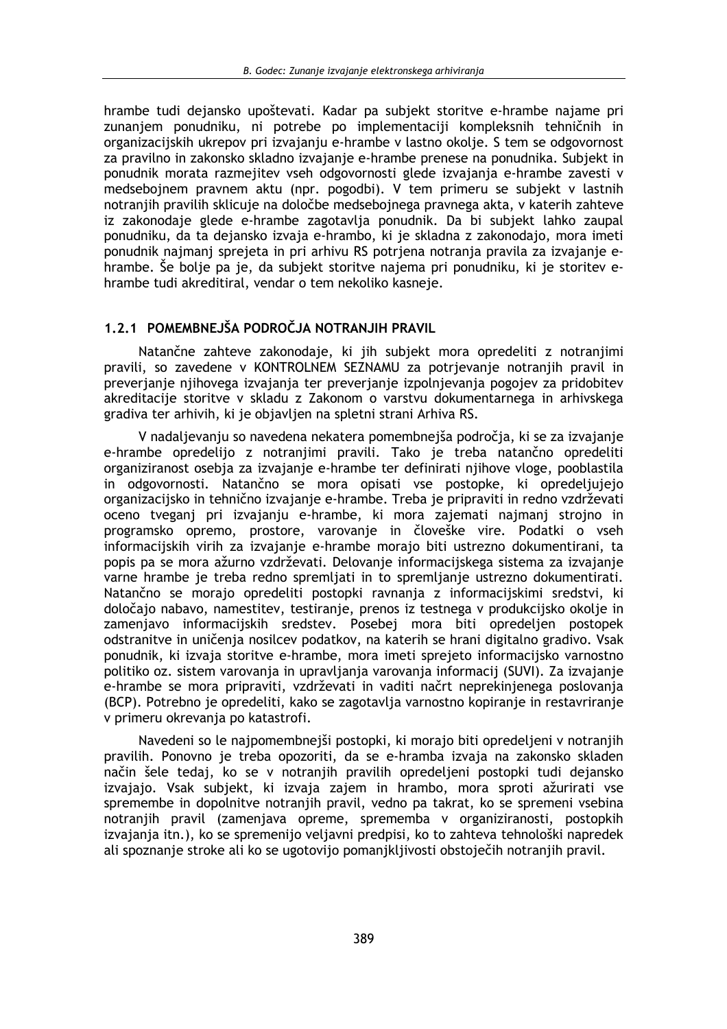hrambe tudi dejansko upoštevati. Kadar pa subjekt storitve e-hrambe najame pri zunanjem ponudniku, ni potrebe po implementaciji kompleksnih tehničnih in organizacijskih ukrepov pri izvajanju e-hrambe v lastno okolje. S tem se odgovornost za pravilno in zakonsko skladno izvajanje e-hrambe prenese na ponudnika. Subjekt in ponudnik morata razmejitev vseh odgovornosti glede izvajanja e-hrambe zavesti v medsebojnem pravnem aktu (npr. pogodbi). V tem primeru se subjekt v lastnih notranjih pravilih sklicuje na določbe medsebojnega pravnega akta, v katerih zahteve iz zakonodaje glede e-hrambe zagotavlja ponudnik. Da bi subjekt lahko zaupal ponudniku, da ta dejansko izvaja e-hrambo, ki je skladna z zakonodajo, mora imeti ponudnik najmanj sprejeta in pri arhivu RS potrjena notranja pravila za izvajanje e-hrambe. Še bolje pa je, da subjekt storitve najema pri ponudniku, ki je storitev e-hrambe tudi akreditiral, vendar o tem nekoliko kasneje.

### 1.2.1 POMEMBNEJŠA PODROČJA NOTRANJIH PRAVIL

Natančne zahteve zakonodaje, ki jih subjekt mora opredeliti z notranjimi pravili, so zavedene v KONTROLNEM SEZNAMU za potrjevanje notranjih pravil in preverjanje njihovega izvajanja ter preverjanje izpolnjevanja pogojev za pridobitev akreditacije storitve v skladu z Zakonom o varstvu dokumentarnega in arhivskega gradiva ter arhivih, ki je objavljen na spletni strani Arhiva RS.

V nadaljevanju so navedena nekatera pomembnejša področja, ki se za izvajanje e-hrambe opredelijo z notranjimi pravili. Tako je treba natančno opredeliti organiziranost osebja za izvajanje e-hrambe ter definirati njihove vloge, pooblastila in odgovornosti. Natančno se mora opisati vse postopke, ki opredeljujejo organizacijsko in tehnično izvajanje e-hrambe. Treba je pripraviti in redno vzdrževati oceno tveganj pri izvajanju e-hrambe, ki mora zajemati najmanj strojno in programsko opremo, prostore, varovanje in človeške vire. Podatki o vseh informacijskih virih za izvajanje e-hrambe morajo biti ustrezno dokumentirani, ta popis pa se mora ažurno vzdrževati. Delovanje informacijskega sistema za izvajanje varne hrambe je treba redno spremljati in to spremljanje ustrezno dokumentirati. Natančno se morajo opredeliti postopki ravnanja z informacijskimi sredstvi, ki določajo nabavo, namestitev, testiranje, prenos iz testnega v produkcijsko okolje in zamenjavo informacijskih sredstev. Posebej mora biti opredeljen postopek odstranitve in uničenja nosilcev podatkov, na katerih se hrani digitalno gradivo. Vsak ponudnik, ki izvaja storitve e-hrambe, mora imeti sprejeto informacijsko varnostno politiko oz. sistem varovanja in upravljanja varovanja informacij (SUVI). Za izvajanje e-hrambe se mora pripraviti, vzdrževati in vaditi načrt neprekinjenega poslovanja (BCP). Potrebno je opredeliti, kako se zagotavlja varnostno kopiranje in restavriranje v primeru okrevanja po katastrofi.

Navedeni so le najpomembnejši postopki, ki morajo biti opredeljeni v notranjih pravilih. Ponovno je treba opozoriti, da se e-hramba izvaja na zakonsko skladen način šele tedaj, ko se v notranjih pravilih opredeljeni postopki tudi dejansko izvajajo. Vsak subjekt, ki izvaja zajem in hrambo, mora sproti ažurirati vse spremembe in dopolnitve notranjih pravil, vedno pa takrat, ko se spremeni vsebina notranjih pravil (zamenjava opreme, sprememba v organiziranosti, postopkih izvajanja itn.), ko se spremenijo veljavni predpisi, ko to zahteva tehnološki napredek ali spoznanje stroke ali ko se ugotovijo pomanjkljivosti obstoječih notranjih pravil.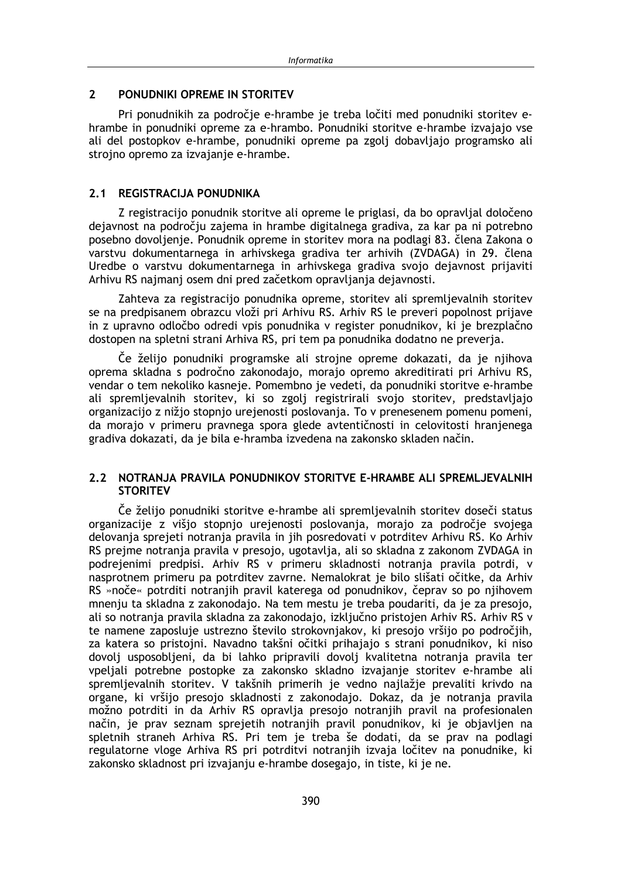## 2 PONUDNIKI OPREME IN STORITEV

Pri ponudnikih za področje e-hrambe je treba ločiti med ponudniki storitev e-hrambe in ponudniki opreme za e-hrambo. Ponudniki storitve e-hrambe izvajajo vse ali del postopkov e-hrambe, ponudniki opreme pa zgolj dobavljajo programsko ali strojno opremo za izvajanje e-hrambe.

### 2.1 REGISTRACIJA PONUDNIKA

Z registracijo ponudnik storitve ali opreme le priglasi, da bo opravljal določeno dejavnost na področju zajema in hrambe digitalnega gradiva, za kar pa ni potrebno posebno dovoljenje. Ponudnik opreme in storitev mora na podlagi 83. člena Zakona o varstvu dokumentarnega in arhivskega gradiva ter arhivih (ZVDAGA) in 29. člena Uredbe o varstvu dokumentarnega in arhivskega gradiva svojo dejavnost prijaviti Arhivu RS najmanj osem dni pred začetkom opravljanja dejavnosti.

Zahteva za registracijo ponudnika opreme, storitev ali spremljevalnih storitev se na predpisanem obrazcu vloži pri Arhivu RS. Arhiv RS le preveri popolnost prijave in z upravno odločbo odredi vpis ponudnika v register ponudnikov, ki je brezplačno dostopen na spletni strani Arhiva RS, pri tem pa ponudnika dodatno ne preverja.

Če želijo ponudniki programske ali strojne opreme dokazati, da je njihova oprema skladna s področno zakonodajo, morajo opremo akreditirati pri Arhivu RS, vendar o tem nekoliko kasneje. Pomembno je vedeti, da ponudniki storitve e-hrambe ali spremljevalnih storitev, ki so zgolj registrirali svojo storitev, predstavljajo organizacijo z nižjo stopnjo urejenosti poslovanja. To v prenesenem pomenu pomeni, da morajo v primeru pravnega spora glede avtentičnosti in celovitosti hranjenega gradiva dokazati, da je bila e-hramba izvedena na zakonsko skladen način.

### 2.2 NOTRANJA PRAVILA PONUDNIKOV STORITVE E-HRAMBE ALI SPREMLJEVALNIH STORITEV

Če želijo ponudniki storitve e-hrambe ali spremljevalnih storitev doseči status organizacije z višjo stopnjo urejenosti poslovanja, morajo za področje svojega delovanja sprejeti notranja pravila in jih posredovati v potrditev Arhivu RS. Ko Arhiv RS prejme notranja pravila v presojo, ugotavlja, ali so skladna z zakonom ZVDAGA in podrejenimi predpisi. Arhiv RS v primeru skladnosti notranja pravila potrdi, v nasprotnem primeru pa potrditev zavrne. Nemalokrat je bilo slišati očitke, da Arhiv RS »noče« potrditi notranjih pravil katerega od ponudnikov, čeprav so po njihovem mnenju ta skladna z zakonodajo. Na tem mestu je treba poudariti, da je za presojo, ali so notranja pravila skladna za zakonodajo, izključno pristojen Arhiv RS. Arhiv RS v te namene zaposluje ustrezno število strokovnjakov, ki presojo vršijo po področjih, za katera so pristojni. Navadno takšni očitki prihajajo s strani ponudnikov, ki niso dovolj usposobljeni, da bi lahko pripravili dovolj kvalitetna notranja pravila ter vpeljali potrebne postopke za zakonsko skladno izvajanje storitev e-hrambe ali spremljevalnih storitev. V takšnih primerih je vedno najlažje prevaliti krivdo na organe, ki vršijo presojo skladnosti z zakonodajo. Dokaz, da je notranja pravila možno potrditi in da Arhiv RS opravlja presojo notranjih pravil na profesionalen način, je prav seznam sprejetih notranjih pravil ponudnikov, ki je objavljen na spletnih straneh Arhiva RS. Pri tem je treba še dodati, da se prav na podlagi regulatorne vloge Arhiva RS pri potrditvi notranjih izvaja ločitev na ponudnike, ki zakonsko skladnost pri izvajanju e-hrambe dosegajo, in tiste, ki je ne.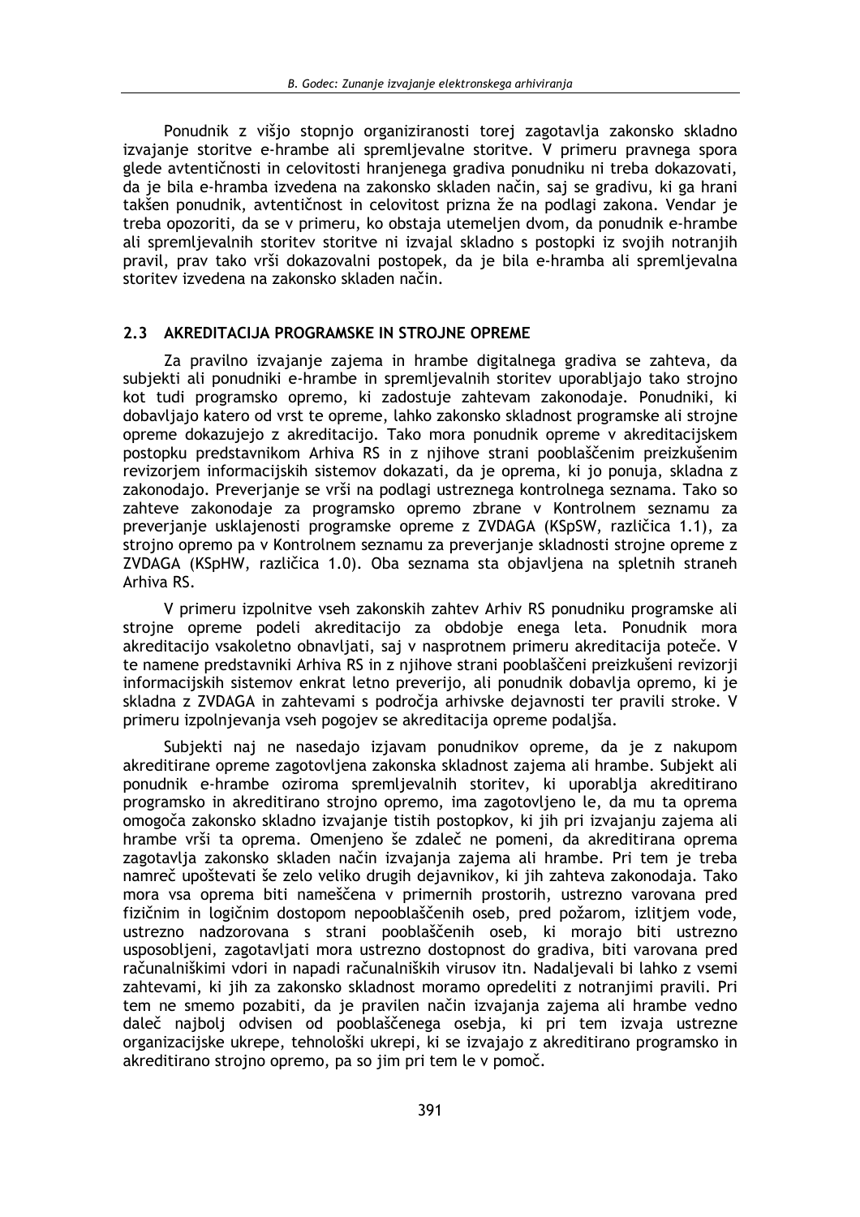Ponudnik z višjo stopnjo organiziranosti torej zagotavlja zakonsko skladno izvajanje storitve e-hrambe ali spremljevalne storitve. V primeru pravnega spora glede avtentičnosti in celovitosti hranjenega gradiva ponudniku ni treba dokazovati, da je bila e-hramba izvedena na zakonsko skladen način, saj se gradivu, ki ga hrani takšen ponudnik, avtentičnost in celovitost prizna že na podlagi zakona. Vendar je treba opozoriti, da se v primeru, ko obstaja utemeljen dvom, da ponudnik e-hrambe ali spremljevalnih storitev storitve ni izvajal skladno s postopki iz svojih notranjih pravil, prav tako vrši dokazovalni postopek, da je bila e-hramba ali spremljevalna storitev izvedena na zakonsko skladen način.

## 2.3 AKREDITACIJA PROGRAMSKE IN STROJNE OPREME

Za pravilno izvajanje zajema in hrambe digitalnega gradiva se zahteva, da subjekti ali ponudniki e-hrambe in spremljevalnih storitev uporabljajo tako strojno kot tudi programsko opremo, ki zadostuje zahtevam zakonodaje. Ponudniki, ki dobavljajo katero od vrst te opreme, lahko zakonsko skladnost programske ali strojne opreme dokazujejo z akreditacijo. Tako mora ponudnik opreme v akreditacijskem postopku predstavnikom Arhiva RS in z njihove strani pooblaščenim preizkušenim revizorjem informacijskih sistemov dokazati, da je oprema, ki jo ponuja, skladna z zakonodajo. Preverjanje se vrši na podlagi ustreznega kontrolnega seznama. Tako so zahteve zakonodaje za programsko opremo zbrane v Kontrolnem seznamu za preverjanje usklajenosti programske opreme z ZVDAGA (KSpSW, različica 1.1), za strojno opremo pa v Kontrolnem seznamu za preverjanje skladnosti strojne opreme z ZVDAGA (KSpHW, različica 1.0). Oba seznama sta objavljena na spletnih straneh Arhiva RS.

V primeru izpolnitve vseh zakonskih zahtev Arhiv RS ponudniku programske ali strojne opreme podeli akreditacijo za obdobje enega leta. Ponudnik mora akreditacijo vsakoletno obnavljati, saj v nasprotnem primeru akreditacija poteče. V te namene predstavniki Arhiva RS in z njihove strani pooblaščeni preizkušeni revizorji informacijskih sistemov enkrat letno preverijo, ali ponudnik dobavlja opremo, ki je skladna z ZVDAGA in zahtevami s področja arhivske dejavnosti ter pravili stroke. V primeru izpolnjevanja vseh pogojev se akreditacija opreme podaljša.

Subjekti naj ne nasedajo izjavam ponudnikov opreme, da je z nakupom akreditirane opreme zagotovljena zakonska skladnost zajema ali hrambe. Subjekt ali ponudnik e-hrambe oziroma spremljevalnih storitev, ki uporablja akreditirano programsko in akreditirano strojno opremo, ima zagotovljeno le, da mu ta oprema omogoča zakonsko skladno izvajanje tistih postopkov, ki jih pri izvajanju zajema ali hrambe vrši ta oprema. Omenjeno še zdaleč ne pomeni, da akreditirana oprema zagotavlja zakonsko skladen način izvajanja zajema ali hrambe. Pri tem je treba namreč upoštevati še zelo veliko drugih dejavnikov, ki jih zahteva zakonodaja. Tako mora vsa oprema biti nameščena v primernih prostorih, ustrezno varovana pred fizičnim in logičnim dostopom nepooblaščenih oseb, pred požarom, izlitjem vode, ustrezno nadzorovana s strani pooblaščenih oseb, ki morajo biti ustrezno usposobljeni, zagotavljati mora ustrezno dostopnost do gradiva, biti varovana pred računalniškimi vdori in napadi računalniških virusov itn. Nadaljevali bi lahko z vsemi zahtevami, ki jih za zakonsko skladnost moramo opredeliti z notranjimi pravili. Pri tem ne smemo pozabiti, da je pravilen način izvajanja zajema ali hrambe vedno daleč najbolj odvisen od pooblaščenega osebja, ki pri tem izvaja ustrezne organizacijske ukrepe, tehnološki ukrepi, ki se izvajajo z akreditirano programsko in akreditirano strojno opremo, pa so jim pri tem le v pomoč.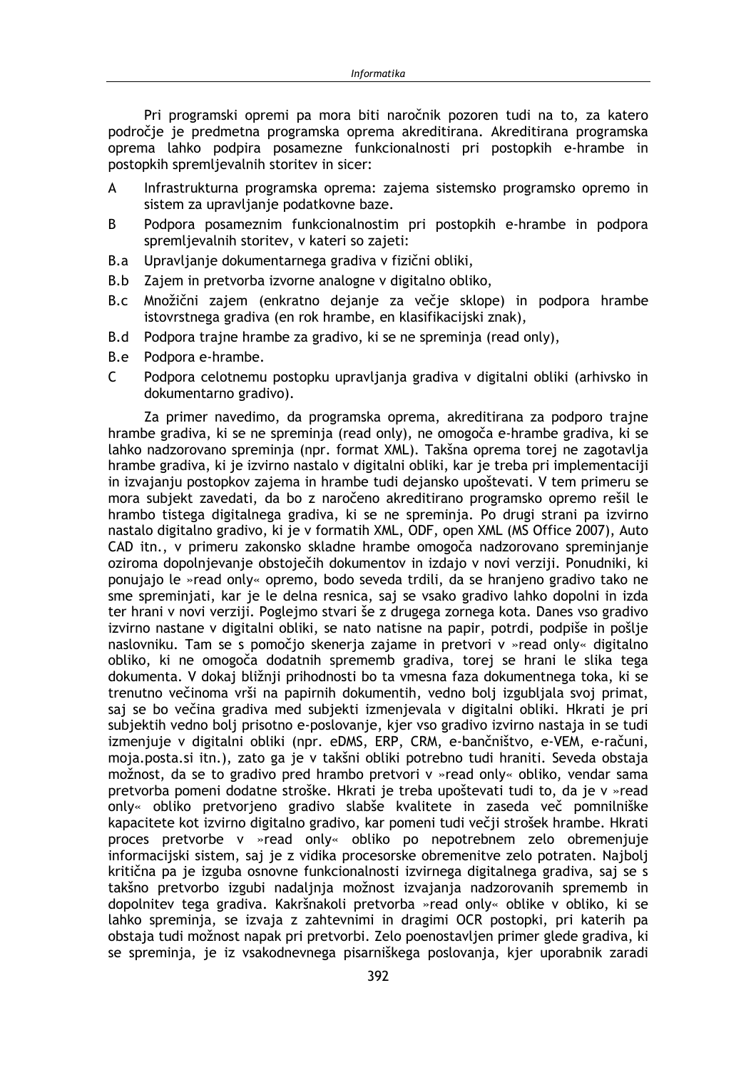Pri programski opremi pa mora biti naročnik pozoren tudi na to, za katero področje je predmetna programska oprema akreditirana. Akreditirana programska oprema lahko podpira posamezne funkcionalnosti pri postopkih e-hrambe in postopkih spremljevalnih storitev in sicer:

- A Infrastrukturna programska oprema: zajema sistemsko programsko opremo in sistem za upravljanje podatkovne baze.
- B Podpora posameznim funkcionalnostim pri postopkih e-hrambe in podpora spremljevalnih storitev, v kateri so zajeti:
- B.a Upravljanje dokumentarnega gradiva v fizični obliki,
- B.b Zajem in pretvorba izvorne analogne v digitalno obliko,
- B.c Množični zajem (enkratno dejanje za večje sklope) in podpora hrambe istovrstnega gradiva (en rok hrambe, en klasifikacijski znak),
- B.d Podpora trajne hrambe za gradivo, ki se ne spreminja (read only),
- B.e Podpora e-hrambe.
- C Podpora celotnemu postopku upravljanja gradiva v digitalni obliki (arhivsko in dokumentarno gradivo).

Za primer navedimo, da programska oprema, akreditirana za podporo trajne hrambe gradiva, ki se ne spreminja (read only), ne omogoča e-hrambe gradiva, ki se lahko nadzorovano spreminja (npr. format XML). Takšna oprema torej ne zagotavlja hrambe gradiva, ki je izvirno nastalo v digitalni obliki, kar je treba pri implementaciji in izvajanju postopkov zajema in hrambe tudi dejansko upoštevati. V tem primeru se mora subjekt zavedati, da bo z naročeno akreditirano programsko opremo rešil le hrambo tistega digitalnega gradiva, ki se ne spreminja. Po drugi strani pa izvirno nastalo digitalno gradivo, ki je v formatih XML, ODF, open XML (MS Office 2007), Auto CAD itn., v primeru zakonsko skladne hrambe omogoča nadzorovano spreminjanje oziroma dopolnjevanje obstoječih dokumentov in izdajo v novi verziji. Ponudniki, ki ponujajo le »read only« opremo, bodo seveda trdili, da se hranjeno gradivo tako ne sme spreminjati, kar je le delna resnica, saj se vsako gradivo lahko dopolni in izda ter hrani v novi verziji. Poglejmo stvari še z drugega zornega kota. Danes vso gradivo izvirno nastane v digitalni obliki, se nato natisne na papir, potrdi, podpiše in pošlje naslovniku. Tam se s pomočjo skenerja zajame in pretvori v »read only« digitalno obliko, ki ne omogoča dodatnih sprememb gradiva, torej se hrani le slika tega dokumenta. V dokaj bližnji prihodnosti bo ta vmesna faza dokumentnega toka, ki se trenutno večinoma vrši na papirnih dokumentih, vedno bolj izgubljala svoj primat, saj se bo večina gradiva med subjekti izmenjevala v digitalni obliki. Hkrati je pri subjektih vedno bolj prisotno e-poslovanje, kjer vso gradivo izvirno nastaja in se tudi izmenjuje v digitalni obliki (npr. eDMS, ERP, CRM, e-bančništvo, e-VEM, e-računi, moja.posta.si itn.), zato ga je v takšni obliki potrebno tudi hraniti. Seveda obstaja možnost, da se to gradivo pred hrambo pretvori v »read only« obliko, vendar sama pretvorba pomeni dodatne stroške. Hkrati je treba upoštevati tudi to, da je v »read only« obliko pretvorjeno gradivo slabše kvalitete in zaseda več pomnilniške kapacitete kot izvirno digitalno gradivo, kar pomeni tudi večji strošek hrambe. Hkrati proces pretvorbe v »read only« obliko po nepotrebnem zelo obremenjuje informacijski sistem, saj je z vidika procesorske obremenitve zelo potraten. Najbolj kritična pa je izguba osnovne funkcionalnosti izvirnega digitalnega gradiva, saj se s takšno pretvorbo izgubi nadaljnja možnost izvajanja nadzorovanih sprememb in dopolnitev tega gradiva. Kakršnakoli pretvorba »read only« oblike v obliko, ki se lahko spreminja, se izvaja z zahtevnimi in dragimi OCR postopki, pri katerih pa obstaja tudi možnost napak pri pretvorbi. Zelo poenostavljen primer glede gradiva, ki se spreminja, je iz vsakodnevnega pisarniškega poslovanja, kjer uporabnik zaradi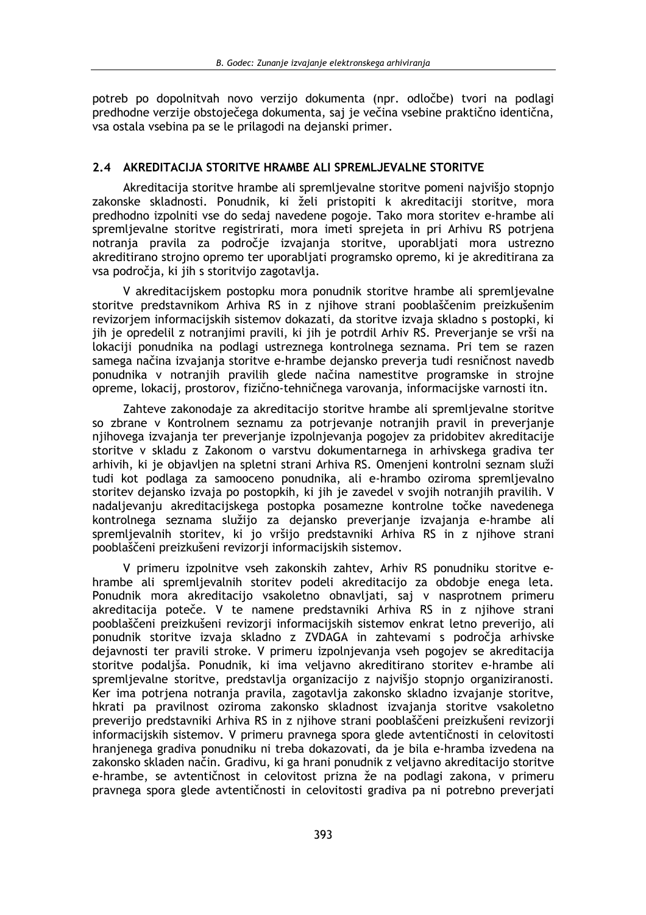potreb po dopolnitvah novo verzijo dokumenta (npr. odločbe) tvori na podlagi predhodne verzije obstoječega dokumenta, saj je večina vsebine praktično identična, vsa ostala vsebina pa se le prilagodi na dejanski primer.

## 2.4 AKREDITACIJA STORITVE HRAMBE ALI SPREMLJEVALNE STORITVE

Akreditacija storitve hrambe ali spremljevalne storitve pomeni najvišjo stopnjo zakonske skladnosti. Ponudnik, ki želi pristopiti k akreditaciji storitve, mora predhodno izpolniti vse do sedaj navedene pogoje. Tako mora storitev e-hrambe ali spremljevalne storitve registrirati, mora imeti sprejeta in pri Arhivu RS potrjena notranja pravila za področje izvajanja storitve, uporabljati mora ustrezno akreditirano strojno opremo ter uporabljati programsko opremo, ki je akreditirana za vsa področja, ki jih s storitvijo zagotavlja.

V akreditacijskem postopku mora ponudnik storitve hrambe ali spremljevalne storitve predstavnikom Arhiva RS in z njihove strani pooblaščenim preizkušenim revizorjem informacijskih sistemov dokazati, da storitve izvaja skladno s postopki, ki jih je opredelil z notranjimi pravili, ki jih je potrdil Arhiv RS. Preverjanje se vrši na lokaciji ponudnika na podlagi ustreznega kontrolnega seznama. Pri tem se razen samega načina izvajanja storitve e-hrambe dejansko preverja tudi resničnost navedb ponudnika v notranjih pravilih glede načina namestitve programske in strojne opreme, lokacij, prostorov, fizično-tehničnega varovanja, informacijske varnosti itn.

Zahteve zakonodaje za akreditacijo storitve hrambe ali spremljevalne storitve so zbrane v Kontrolnem seznamu za potrjevanje notranjih pravil in preverjanje njihovega izvajanja ter preverjanje izpolnjevanja pogojev za pridobitev akreditacije storitve v skladu z Zakonom o varstvu dokumentarnega in arhivskega gradiva ter arhivih, ki je objavljen na spletni strani Arhiva RS. Omenjeni kontrolni seznam služi tudi kot podlaga za samooceno ponudnika, ali e-hrambo oziroma spremljevalno storitev dejansko izvaja po postopkih, ki jih je zavedel v svojih notranjih pravilih. V nadaljevanju akreditacijskega postopka posamezne kontrolne točke navedenega kontrolnega seznama služijo za dejansko preverjanje izvajanja e-hrambe ali spremljevalnih storitev, ki jo vršijo predstavniki Arhiva RS in z njihove strani pooblaščeni preizkušeni revizorji informacijskih sistemov.

V primeru izpolnitve vseh zakonskih zahtev, Arhiv RS ponudniku storitve e-hrambe ali spremljevalnih storitev podeli akreditacijo za obdobje enega leta. Ponudnik mora akreditacijo vsakoletno obnavljati, saj v nasprotnem primeru akreditacija poteče. V te namene predstavniki Arhiva RS in z njihove strani pooblaščeni preizkušeni revizorji informacijskih sistemov enkrat letno preverijo, ali ponudnik storitve izvaja skladno z ZVDAGA in zahtevami s področja arhivske dejavnosti ter pravili stroke. V primeru izpolnjevanja vseh pogojev se akreditacija storitve podaljša. Ponudnik, ki ima veljavno akreditirano storitev e-hrambe ali spremljevalne storitve, predstavlja organizacijo z najvišjo stopnjo organiziranosti. Ker ima potrjena notranja pravila, zagotavlja zakonsko skladno izvajanje storitve, hkrati pa pravilnost oziroma zakonsko skladnost izvajanja storitve vsakoletno preverijo predstavniki Arhiva RS in z njihove strani pooblaščeni preizkušeni revizorji informacijskih sistemov. V primeru pravnega spora glede avtentičnosti in celovitosti hranjenega gradiva ponudniku ni treba dokazovati, da je bila e-hramba izvedena na zakonsko skladen način. Gradivu, ki ga hrani ponudnik z veljavno akreditacijo storitve e-hrambe, se avtentičnost in celovitost prizna že na podlagi zakona, v primeru pravnega spora glede avtentičnosti in celovitosti gradiva pa ni potrebno preverjati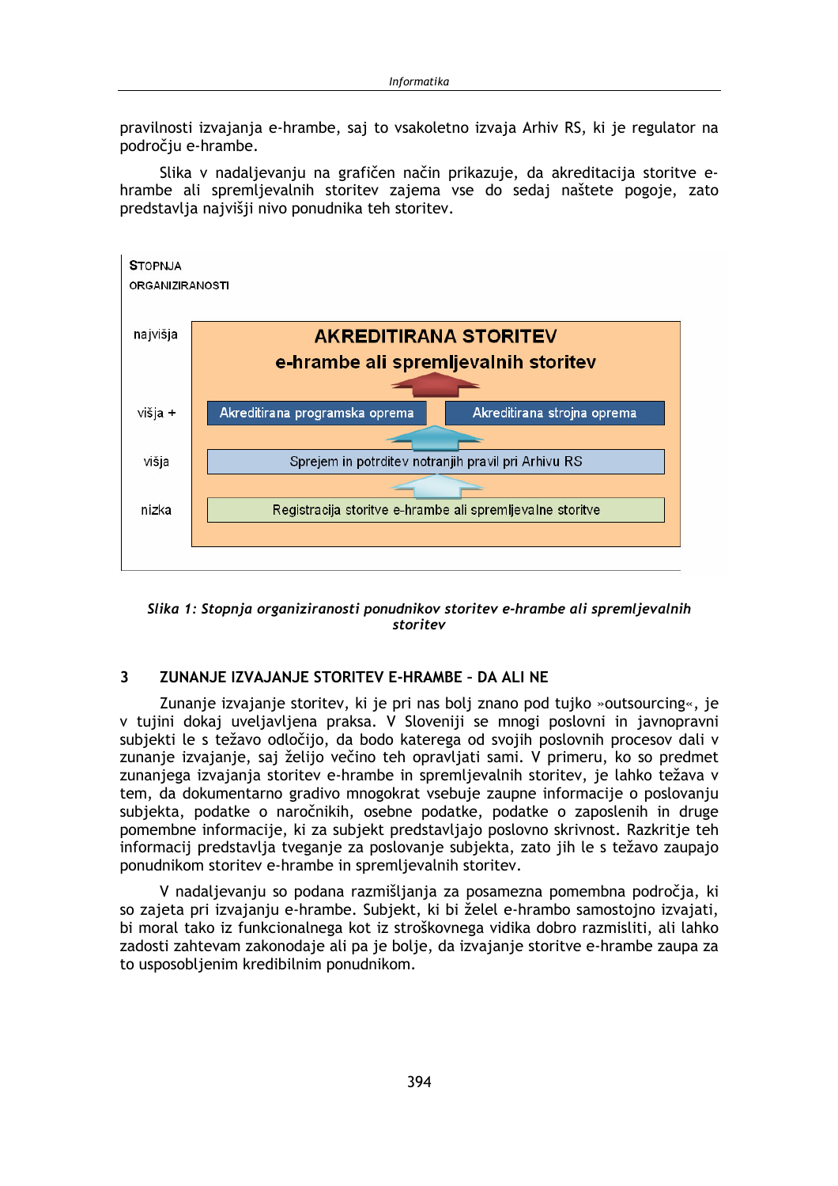pravilnosti izvajanja e-hrambe, saj to vsakoletno izvaja Arhiv RS, ki je regulator na področju e-hrambe.

Slika v nadaljevanju na grafičen način prikazuje, da akreditacija storitve e-hrambe ali spremljevalnih storitev zajema vse do sedaj naštete pogoje, zato predstavlja najvišji nivo ponudnika teh storitev.

STOPNJA ORGANIZIRANOSTI

| | |
|---|---|
| najvišja | AKREDITIRANA STORITEV e-hrambe ali spremljevalnih storitev |
| višja + | Akreditirana programska oprema / Akreditirana strojna oprema |
| višja | Sprejem in potrditev notranjih pravil pri Arhivu RS |
| nizka | Registracija storitve e-hrambe ali spremljevalne storitve |

*Slika 1: Stopnja organiziranosti ponudnikov storitev e-hrambe ali spremljevalnih storitev*

## 3 ZUNANJE IZVAJANJE STORITEV E-HRAMBE – DA ALI NE

Zunanje izvajanje storitev, ki je pri nas bolj znano pod tujko »outsourcing«, je v tujini dokaj uveljavljena praksa. V Sloveniji se mnogi poslovni in javnopravni subjekti le s težavo odločijo, da bodo katerega od svojih poslovnih procesov dali v zunanje izvajanje, saj želijo večino teh opravljati sami. V primeru, ko so predmet zunanjega izvajanja storitev e-hrambe in spremljevalnih storitev, je lahko težava v tem, da dokumentarno gradivo mnogokrat vsebuje zaupne informacije o poslovanju subjekta, podatke o naročnikih, osebne podatke, podatke o zaposlenih in druge pomembne informacije, ki za subjekt predstavljajo poslovno skrivnost. Razkritje teh informacij predstavlja tveganje za poslovanje subjekta, zato jih le s težavo zaupajo ponudnikom storitev e-hrambe in spremljevalnih storitev.

V nadaljevanju so podana razmišljanja za posamezna pomembna področja, ki so zajeta pri izvajanju e-hrambe. Subjekt, ki bi želel e-hrambo samostojno izvajati, bi moral tako iz funkcionalnega kot iz stroškovnega vidika dobro razmisliti, ali lahko zadosti zahtevam zakonodaje ali pa je bolje, da izvajanje storitve e-hrambe zaupa za to usposobljenim kredibilnim ponudnikom.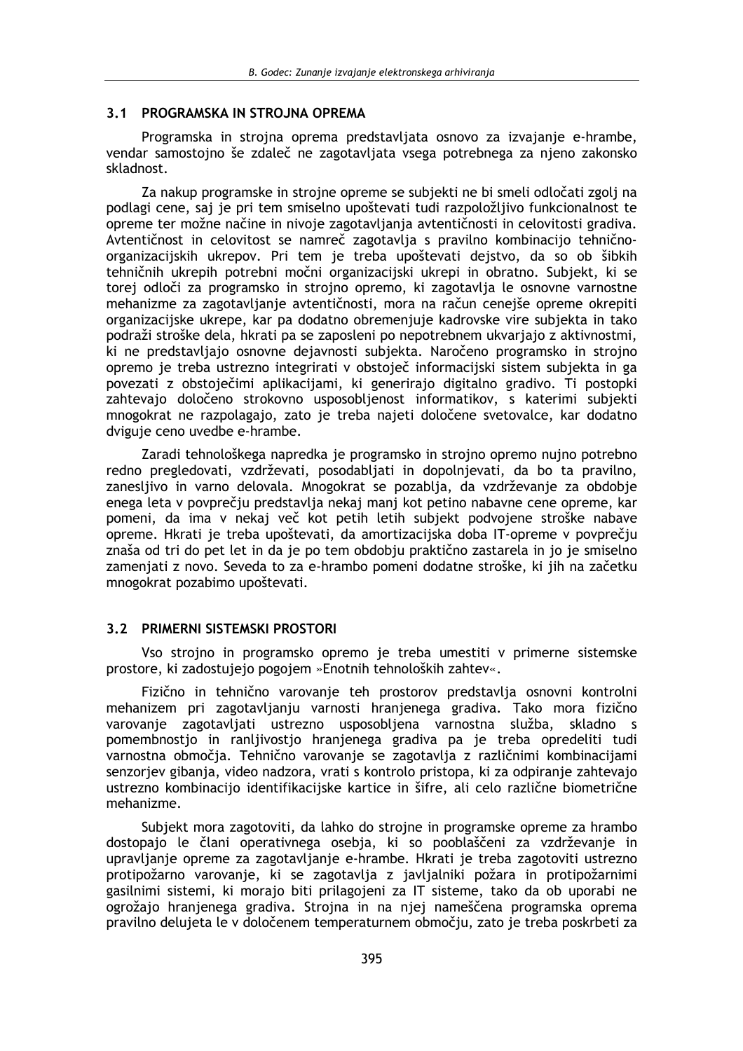## 3.1 PROGRAMSKA IN STROJNA OPREMA

Programska in strojna oprema predstavljata osnovo za izvajanje e-hrambe, vendar samostojno še zdaleč ne zagotavljata vsega potrebnega za njeno zakonsko skladnost.

Za nakup programske in strojne opreme se subjekti ne bi smeli odločati zgolj na podlagi cene, saj je pri tem smiselno upoštevati tudi razpoložljivo funkcionalnost te opreme ter možne načine in nivoje zagotavljanja avtentičnosti in celovitosti gradiva. Avtentičnost in celovitost se namreč zagotavlja s pravilno kombinacijo tehnično-organizacijskih ukrepov. Pri tem je treba upoštevati dejstvo, da so ob šibkih tehničnih ukrepih potrebni močni organizacijski ukrepi in obratno. Subjekt, ki se torej odloči za programsko in strojno opremo, ki zagotavlja le osnovne varnostne mehanizme za zagotavljanje avtentičnosti, mora na račun cenejše opreme okrepiti organizacijske ukrepe, kar pa dodatno obremenjuje kadrovske vire subjekta in tako podraži stroške dela, hkrati pa se zaposleni po nepotrebnem ukvarjajo z aktivnostmi, ki ne predstavljajo osnovne dejavnosti subjekta. Naročeno programsko in strojno opremo je treba ustrezno integrirati v obstoječ informacijski sistem subjekta in ga povezati z obstoječimi aplikacijami, ki generirajo digitalno gradivo. Ti postopki zahtevajo določeno strokovno usposobljenost informatikov, s katerimi subjekti mnogokrat ne razpolagajo, zato je treba najeti določene svetovalce, kar dodatno dviguje ceno uvedbe e-hrambe.

Zaradi tehnološkega napredka je programsko in strojno opremo nujno potrebno redno pregledovati, vzdrževati, posodabljati in dopolnjevati, da bo ta pravilno, zanesljivo in varno delovala. Mnogokrat se pozablja, da vzdrževanje za obdobje enega leta v povprečju predstavlja nekaj manj kot petino nabavne cene opreme, kar pomeni, da ima v nekaj več kot petih letih subjekt podvojene stroške nabave opreme. Hkrati je treba upoštevati, da amortizacijska doba IT-opreme v povprečju znaša od tri do pet let in da je po tem obdobju praktično zastarela in jo je smiselno zamenjati z novo. Seveda to za e-hrambo pomeni dodatne stroške, ki jih na začetku mnogokrat pozabimo upoštevati.

## 3.2 PRIMERNI SISTEMSKI PROSTORI

Vso strojno in programsko opremo je treba umestiti v primerne sistemske prostore, ki zadostujejo pogojem »Enotnih tehnoloških zahtev«.

Fizično in tehnično varovanje teh prostorov predstavlja osnovni kontrolni mehanizem pri zagotavljanju varnosti hranjenega gradiva. Tako mora fizično varovanje zagotavljati ustrezno usposobljena varnostna služba, skladno s pomembnostjo in ranljivostjo hranjenega gradiva pa je treba opredeliti tudi varnostna območja. Tehnično varovanje se zagotavlja z različnimi kombinacijami senzorjev gibanja, video nadzora, vrati s kontrolo pristopa, ki za odpiranje zahtevajo ustrezno kombinacijo identifikacijske kartice in šifre, ali celo različne biometrične mehanizme.

Subjekt mora zagotoviti, da lahko do strojne in programske opreme za hrambo dostopajo le člani operativnega osebja, ki so pooblaščeni za vzdrževanje in upravljanje opreme za zagotavljanje e-hrambe. Hkrati je treba zagotoviti ustrezno protipožarno varovanje, ki se zagotavlja z javljalniki požara in protipožarnimi gasilnimi sistemi, ki morajo biti prilagojeni za IT sisteme, tako da ob uporabi ne ogrožajo hranjenega gradiva. Strojna in na njej nameščena programska oprema pravilno delujeta le v določenem temperaturnem območju, zato je treba poskrbeti za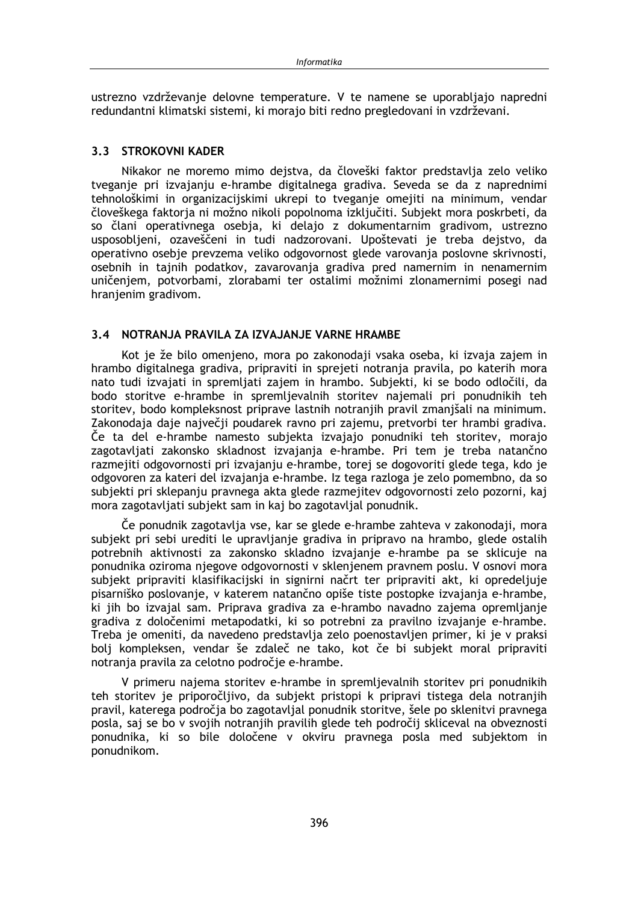ustrezno vzdrževanje delovne temperature. V te namene se uporabljajo napredni redundantni klimatski sistemi, ki morajo biti redno pregledovani in vzdrževani.

## 3.3 STROKOVNI KADER

Nikakor ne moremo mimo dejstva, da človeški faktor predstavlja zelo veliko tveganje pri izvajanju e-hrambe digitalnega gradiva. Seveda se da z naprednimi tehnološkimi in organizacijskimi ukrepi to tveganje omejiti na minimum, vendar človeškega faktorja ni možno nikoli popolnoma izključiti. Subjekt mora poskrbeti, da so člani operativnega osebja, ki delajo z dokumentarnim gradivom, ustrezno usposobljeni, ozaveščeni in tudi nadzorovani. Upoštevati je treba dejstvo, da operativno osebje prevzema veliko odgovornost glede varovanja poslovne skrivnosti, osebnih in tajnih podatkov, zavarovanja gradiva pred namernim in nenamernim uničenjem, potvorbami, zlorabami ter ostalimi možnimi zlonamernimi posegi nad hranjenim gradivom.

## 3.4 NOTRANJA PRAVILA ZA IZVAJANJE VARNE HRAMBE

Kot je že bilo omenjeno, mora po zakonodaji vsaka oseba, ki izvaja zajem in hrambo digitalnega gradiva, pripraviti in sprejeti notranja pravila, po katerih mora nato tudi izvajati in spremljati zajem in hrambo. Subjekti, ki se bodo odločili, da bodo storitve e-hrambe in spremljevalnih storitev najemali pri ponudnikih teh storitev, bodo kompleksnost priprave lastnih notranjih pravil zmanjšali na minimum. Zakonodaja daje največji poudarek ravno pri zajemu, pretvorbi ter hrambi gradiva. Če ta del e-hrambe namesto subjekta izvajajo ponudniki teh storitev, morajo zagotavljati zakonsko skladnost izvajanja e-hrambe. Pri tem je treba natančno razmejiti odgovornosti pri izvajanju e-hrambe, torej se dogovoriti glede tega, kdo je odgovoren za kateri del izvajanja e-hrambe. Iz tega razloga je zelo pomembno, da so subjekti pri sklepanju pravnega akta glede razmejitev odgovornosti zelo pozorni, kaj mora zagotavljati subjekt sam in kaj bo zagotavljal ponudnik.

Če ponudnik zagotavlja vse, kar se glede e-hrambe zahteva v zakonodaji, mora subjekt pri sebi urediti le upravljanje gradiva in pripravo na hrambo, glede ostalih potrebnih aktivnosti za zakonsko skladno izvajanje e-hrambe pa se sklicuje na ponudnika oziroma njegove odgovornosti v sklenjenem pravnem poslu. V osnovi mora subjekt pripraviti klasifikacijski in signirni načrt ter pripraviti akt, ki opredeljuje pisarniško poslovanje, v katerem natančno opiše tiste postopke izvajanja e-hrambe, ki jih bo izvajal sam. Priprava gradiva za e-hrambo navadno zajema opremljanje gradiva z določenimi metapodatki, ki so potrebni za pravilno izvajanje e-hrambe. Treba je omeniti, da navedeno predstavlja zelo poenostavljen primer, ki je v praksi bolj kompleksen, vendar še zdaleč ne tako, kot če bi subjekt moral pripraviti notranja pravila za celotno področje e-hrambe.

V primeru najema storitev e-hrambe in spremljevalnih storitev pri ponudnikih teh storitev je priporočljivo, da subjekt pristopi k pripravi tistega dela notranjih pravil, katerega področja bo zagotavljal ponudnik storitve, šele po sklenitvi pravnega posla, saj se bo v svojih notranjih pravilih glede teh področij skliceval na obveznosti ponudnika, ki so bile določene v okviru pravnega posla med subjektom in ponudnikom.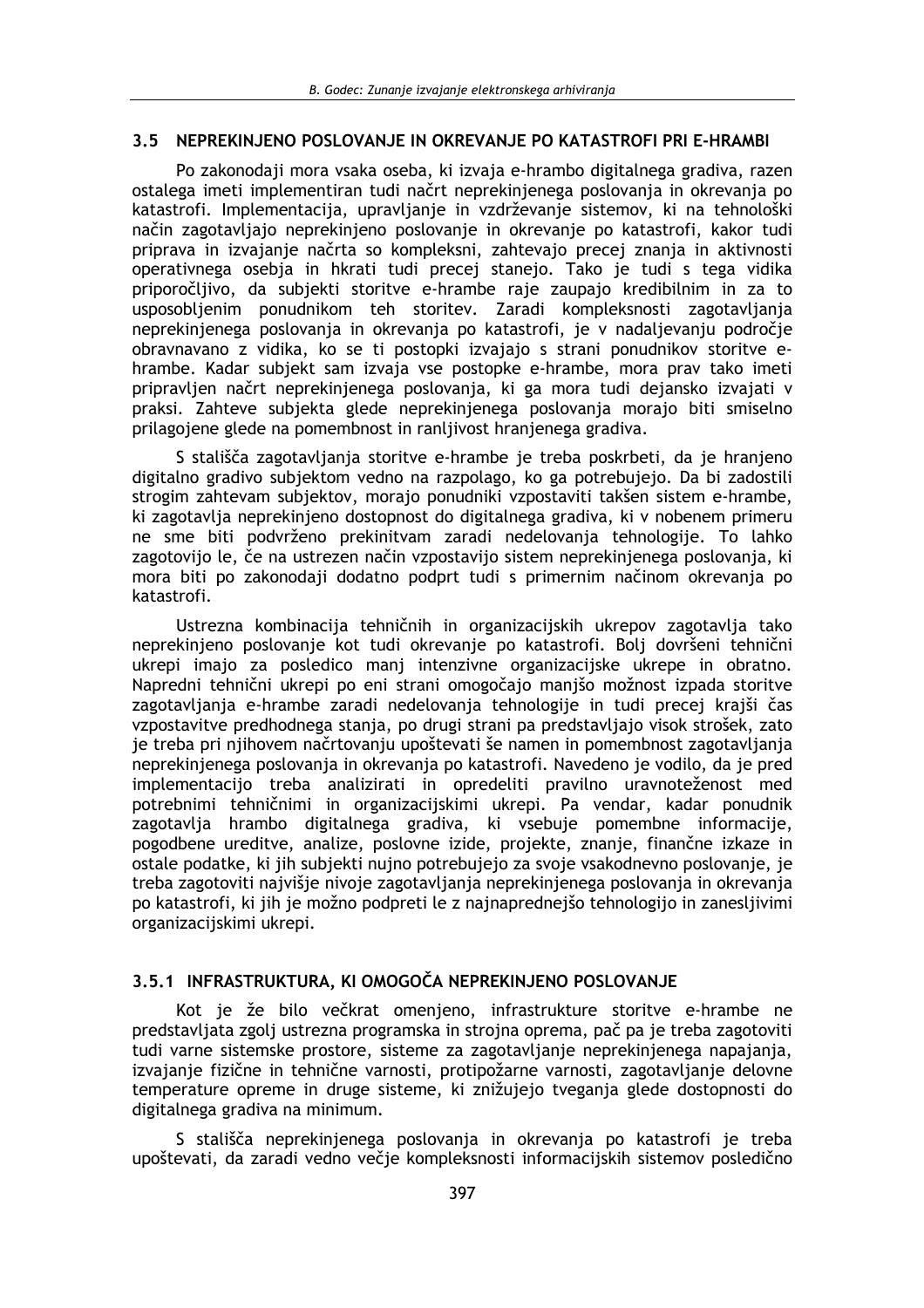## 3.5 NEPREKINJENO POSLOVANJE IN OKREVANJE PO KATASTROFI PRI E-HRAMBI

Po zakonodaji mora vsaka oseba, ki izvaja e-hrambo digitalnega gradiva, razen ostalega imeti implementiran tudi načrt neprekinjenega poslovanja in okrevanja po katastrofi. Implementacija, upravljanje in vzdrževanje sistemov, ki na tehnološki način zagotavljajo neprekinjeno poslovanje in okrevanje po katastrofi, kakor tudi priprava in izvajanje načrta so kompleksni, zahtevajo precej znanja in aktivnosti operativnega osebja in hkrati tudi precej stanejo. Tako je tudi s tega vidika priporočljivo, da subjekti storitve e-hrambe raje zaupajo kredibilnim in za to usposobljenim ponudnikom teh storitev. Zaradi kompleksnosti zagotavljanja neprekinjenega poslovanja in okrevanja po katastrofi, je v nadaljevanju področje obravnavano z vidika, ko se ti postopki izvajajo s strani ponudnikov storitve e-hrambe. Kadar subjekt sam izvaja vse postopke e-hrambe, mora prav tako imeti pripravljen načrt neprekinjenega poslovanja, ki ga mora tudi dejansko izvajati v praksi. Zahteve subjekta glede neprekinjenega poslovanja morajo biti smiselno prilagojene glede na pomembnost in ranljivost hranjenega gradiva.

S stališča zagotavljanja storitve e-hrambe je treba poskrbeti, da je hranjeno digitalno gradivo subjektom vedno na razpolago, ko ga potrebujejo. Da bi zadostili strogim zahtevam subjektov, morajo ponudniki vzpostaviti takšen sistem e-hrambe, ki zagotavlja neprekinjeno dostopnost do digitalnega gradiva, ki v nobenem primeru ne sme biti podvrženo prekinitvam zaradi nedelovanja tehnologije. To lahko zagotovijo le, če na ustrezen način vzpostavijo sistem neprekinjenega poslovanja, ki mora biti po zakonodaji dodatno podprt tudi s primernim načinom okrevanja po katastrofi.

Ustrezna kombinacija tehničnih in organizacijskih ukrepov zagotavlja tako neprekinjeno poslovanje kot tudi okrevanje po katastrofi. Bolj dovršeni tehnični ukrepi imajo za posledico manj intenzivne organizacijske ukrepe in obratno. Napredni tehnični ukrepi po eni strani omogočajo manjšo možnost izpada storitve zagotavljanja e-hrambe zaradi nedelovanja tehnologije in tudi precej krajši čas vzpostavitve predhodnega stanja, po drugi strani pa predstavljajo visok strošek, zato je treba pri njihovem načrtovanju upoštevati še namen in pomembnost zagotavljanja neprekinjenega poslovanja in okrevanja po katastrofi. Navedeno je vodilo, da je pred implementacijo treba analizirati in opredeliti pravilno uravnoteženost med potrebnimi tehničnimi in organizacijskimi ukrepi. Pa vendar, kadar ponudnik zagotavlja hrambo digitalnega gradiva, ki vsebuje pomembne informacije, pogodbene ureditve, analize, poslovne izide, projekte, znanje, finančne izkaze in ostale podatke, ki jih subjekti nujno potrebujejo za svoje vsakodnevno poslovanje, je treba zagotoviti najvišje nivoje zagotavljanja neprekinjenega poslovanja in okrevanja po katastrofi, ki jih je možno podpreti le z najnaprednejšo tehnologijo in zanesljivimi organizacijskimi ukrepi.

### 3.5.1 INFRASTRUKTURA, KI OMOGOČA NEPREKINJENO POSLOVANJE

Kot je že bilo večkrat omenjeno, infrastrukture storitve e-hrambe ne predstavljata zgolj ustrezna programska in strojna oprema, pač pa je treba zagotoviti tudi varne sistemske prostore, sisteme za zagotavljanje neprekinjenega napajanja, izvajanje fizične in tehnične varnosti, protipožarne varnosti, zagotavljanje delovne temperature opreme in druge sisteme, ki znižujejo tveganja glede dostopnosti do digitalnega gradiva na minimum.

S stališča neprekinjenega poslovanja in okrevanja po katastrofi je treba upoštevati, da zaradi vedno večje kompleksnosti informacijskih sistemov posledično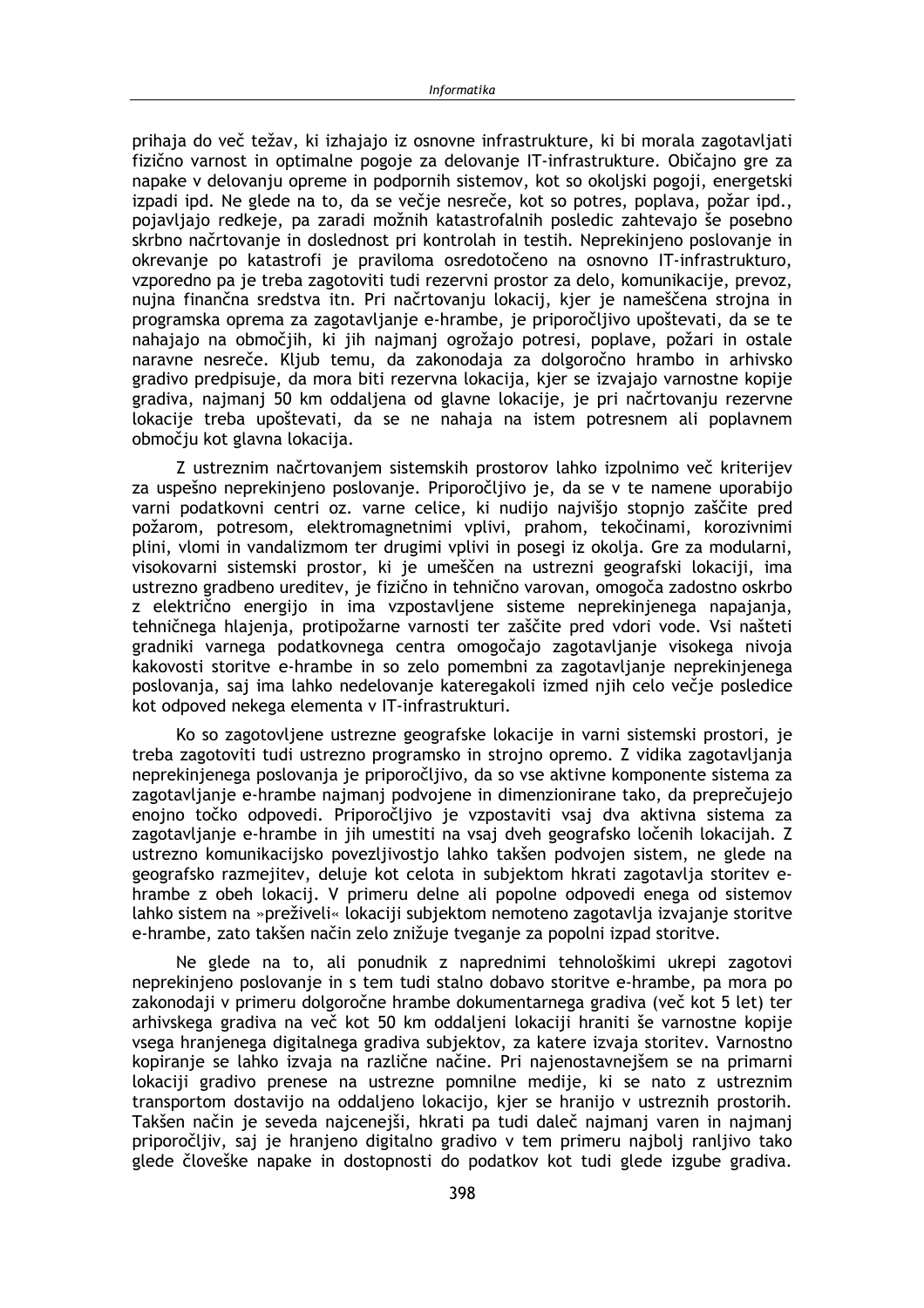prihaja do več težav, ki izhajajo iz osnovne infrastrukture, ki bi morala zagotavljati fizično varnost in optimalne pogoje za delovanje IT-infrastrukture. Običajno gre za napake v delovanju opreme in podpornih sistemov, kot so okoljski pogoji, energetski izpadi ipd. Ne glede na to, da se večje nesreče, kot so potres, poplava, požar ipd., pojavljajo redkeje, pa zaradi možnih katastrofalnih posledic zahtevajo še posebno skrbno načrtovanje in doslednost pri kontrolah in testih. Neprekinjeno poslovanje in okrevanje po katastrofi je praviloma osredotočeno na osnovno IT-infrastrukturo, vzporedno pa je treba zagotoviti tudi rezervni prostor za delo, komunikacije, prevoz, nujna finančna sredstva itn. Pri načrtovanju lokacij, kjer je nameščena strojna in programska oprema za zagotavljanje e-hrambe, je priporočljivo upoštevati, da se te nahajajo na območjih, ki jih najmanj ogrožajo potresi, poplave, požari in ostale naravne nesreče. Kljub temu, da zakonodaja za dolgoročno hrambo in arhivsko gradivo predpisuje, da mora biti rezervna lokacija, kjer se izvajajo varnostne kopije gradiva, najmanj 50 km oddaljena od glavne lokacije, je pri načrtovanju rezervne lokacije treba upoštevati, da se ne nahaja na istem potresnem ali poplavnem območju kot glavna lokacija.

Z ustreznim načrtovanjem sistemskih prostorov lahko izpolnimo več kriterijev za uspešno neprekinjeno poslovanje. Priporočljivo je, da se v te namene uporabijo varni podatkovni centri oz. varne celice, ki nudijo najvišjo stopnjo zaščite pred požarom, potresom, elektromagnetnimi vplivi, prahom, tekočinami, korozivnimi plini, vlomi in vandalizmom ter drugimi vplivi in posegi iz okolja. Gre za modularni, visokovarni sistemski prostor, ki je umeščen na ustrezni geografski lokaciji, ima ustrezno gradbeno ureditev, je fizično in tehnično varovan, omogoča zadostno oskrbo z električno energijo in ima vzpostavljene sisteme neprekinjenega napajanja, tehničnega hlajenja, protipožarne varnosti ter zaščite pred vdori vode. Vsi našteti gradniki varnega podatkovnega centra omogočajo zagotavljanje visokega nivoja kakovosti storitve e-hrambe in so zelo pomembni za zagotavljanje neprekinjenega poslovanja, saj ima lahko nedelovanje kateregakoli izmed njih celo večje posledice kot odpoved nekega elementa v IT-infrastrukturi.

Ko so zagotovljene ustrezne geografske lokacije in varni sistemski prostori, je treba zagotoviti tudi ustrezno programsko in strojno opremo. Z vidika zagotavljanja neprekinjenega poslovanja je priporočljivo, da so vse aktivne komponente sistema za zagotavljanje e-hrambe najmanj podvojene in dimenzionirane tako, da preprečujejo enojno točko odpovedi. Priporočljivo je vzpostaviti vsaj dva aktivna sistema za zagotavljanje e-hrambe in jih umestiti na vsaj dveh geografsko ločenih lokacijah. Z ustrezno komunikacijsko povezljivostjo lahko takšen podvojen sistem, ne glede na geografsko razmejitev, deluje kot celota in subjektom hkrati zagotavlja storitev e-hrambe z obeh lokacij. V primeru delne ali popolne odpovedi enega od sistemov lahko sistem na »preživeli« lokaciji subjektom nemoteno zagotavlja izvajanje storitve e-hrambe, zato takšen način zelo znižuje tveganje za popolni izpad storitve.

Ne glede na to, ali ponudnik z naprednimi tehnološkimi ukrepi zagotovi neprekinjeno poslovanje in s tem tudi stalno dobavo storitve e-hrambe, pa mora po zakonodaji v primeru dolgoročne hrambe dokumentarnega gradiva (več kot 5 let) ter arhivskega gradiva na več kot 50 km oddaljeni lokaciji hraniti še varnostne kopije vsega hranjenega digitalnega gradiva subjektov, za katere izvaja storitev. Varnostno kopiranje se lahko izvaja na različne načine. Pri najenostavnejšem se na primarni lokaciji gradivo prenese na ustrezne pomnilne medije, ki se nato z ustreznim transportom dostavijo na oddaljeno lokacijo, kjer se hranijo v ustreznih prostorih. Takšen način je seveda najcenejši, hkrati pa tudi daleč najmanj varen in najmanj priporočljiv, saj je hranjeno digitalno gradivo v tem primeru najbolj ranljivo tako glede človeške napake in dostopnosti do podatkov kot tudi glede izgube gradiva.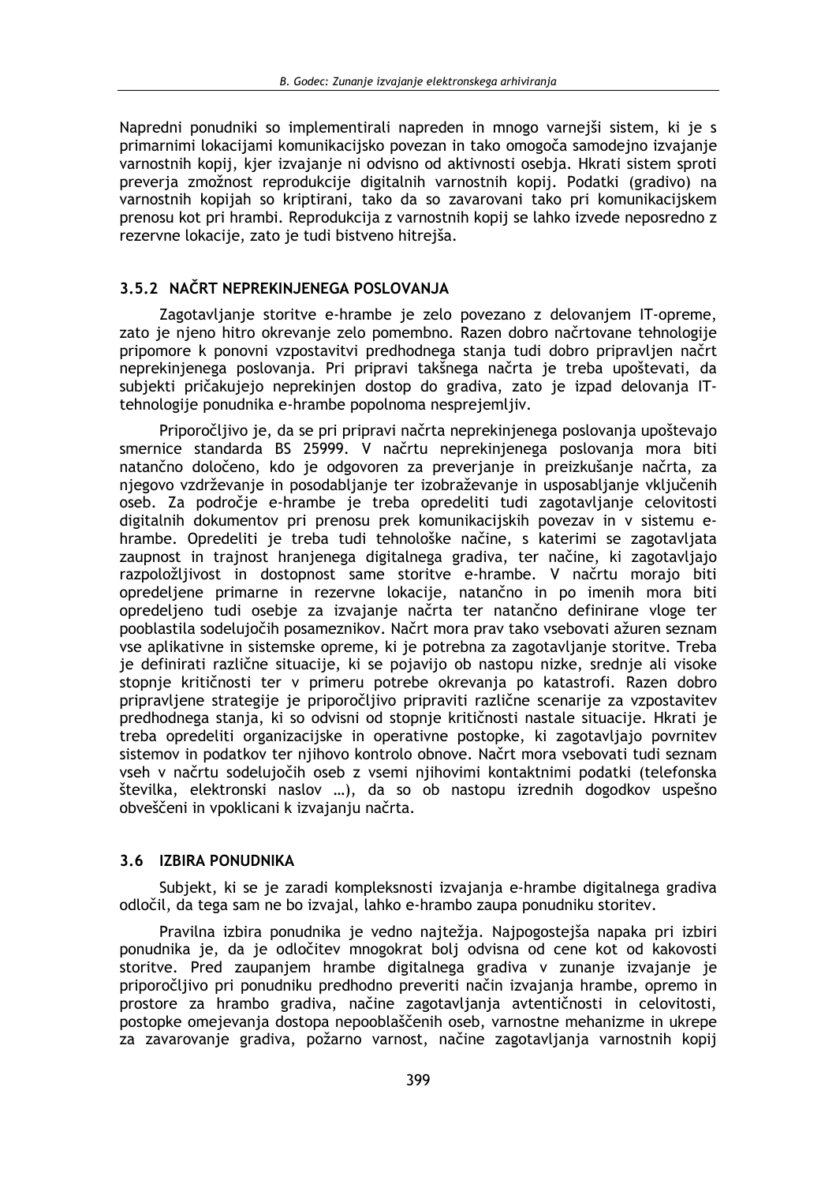Napredni ponudniki so implementirali napreden in mnogo varnejši sistem, ki je s primarnimi lokacijami komunikacijsko povezan in tako omogoča samodejno izvajanje varnostnih kopij, kjer izvajanje ni odvisno od aktivnosti osebja. Hkrati sistem sproti preverja zmožnost reprodukcije digitalnih varnostnih kopij. Podatki (gradivo) na varnostnih kopijah so kriptirani, tako da so zavarovani tako pri komunikacijskem prenosu kot pri hrambi. Reprodukcija z varnostnih kopij se lahko izvede neposredno z rezervne lokacije, zato je tudi bistveno hitrejša.

### 3.5.2 NAČRT NEPREKINJENEGA POSLOVANJA

Zagotavljanje storitve e-hrambe je zelo povezano z delovanjem IT-opreme, zato je njeno hitro okrevanje zelo pomembno. Razen dobro načrtovane tehnologije pripomore k ponovni vzpostavitvi predhodnega stanja tudi dobro pripravljen načrt neprekinjenega poslovanja. Pri pripravi takšnega načrta je treba upoštevati, da subjekti pričakujejo neprekinjen dostop do gradiva, zato je izpad delovanja IT-tehnologije ponudnika e-hrambe popolnoma nesprejemljiv.

Priporočljivo je, da se pri pripravi načrta neprekinjenega poslovanja upoštevajo smernice standarda BS 25999. V načrtu neprekinjenega poslovanja mora biti natančno določeno, kdo je odgovoren za preverjanje in preizkušanje načrta, za njegovo vzdrževanje in posodabljanje ter izobraževanje in usposabljanje vključenih oseb. Za področje e-hrambe je treba opredeliti tudi zagotavljanje celovitosti digitalnih dokumentov pri prenosu prek komunikacijskih povezav in v sistemu e-hrambe. Opredeliti je treba tudi tehnološke načine, s katerimi se zagotavljata zaupnost in trajnost hranjenega digitalnega gradiva, ter načine, ki zagotavljajo razpoložljivost in dostopnost same storitve e-hrambe. V načrtu morajo biti opredeljene primarne in rezervne lokacije, natančno in po imenih mora biti opredeljeno tudi osebje za izvajanje načrta ter natančno definirane vloge ter pooblastila sodelujočih posameznikov. Načrt mora prav tako vsebovati ažuren seznam vse aplikativne in sistemske opreme, ki je potrebna za zagotavljanje storitve. Treba je definirati različne situacije, ki se pojavijo ob nastopu nizke, srednje ali visoke stopnje kritičnosti ter v primeru potrebe okrevanja po katastrofi. Razen dobro pripravljene strategije je priporočljivo pripraviti različne scenarije za vzpostavitev predhodnega stanja, ki so odvisni od stopnje kritičnosti nastale situacije. Hkrati je treba opredeliti organizacijske in operativne postopke, ki zagotavljajo povrnitev sistemov in podatkov ter njihovo kontrolo obnove. Načrt mora vsebovati tudi seznam vseh v načrtu sodelujočih oseb z vsemi njihovimi kontaktnimi podatki (telefonska številka, elektronski naslov …), da so ob nastopu izrednih dogodkov uspešno obveščeni in vpoklicani k izvajanju načrta.

## 3.6 IZBIRA PONUDNIKA

Subjekt, ki se je zaradi kompleksnosti izvajanja e-hrambe digitalnega gradiva odločil, da tega sam ne bo izvajal, lahko e-hrambo zaupa ponudniku storitev.

Pravilna izbira ponudnika je vedno najtežja. Najpogostejša napaka pri izbiri ponudnika je, da je odločitev mnogokrat bolj odvisna od cene kot od kakovosti storitve. Pred zaupanjem hrambe digitalnega gradiva v zunanje izvajanje je priporočljivo pri ponudniku predhodno preveriti način izvajanja hrambe, opremo in prostore za hrambo gradiva, načine zagotavljanja avtentičnosti in celovitosti, postopke omejevanja dostopa nepooblaščenih oseb, varnostne mehanizme in ukrepe za zavarovanje gradiva, požarno varnost, načine zagotavljanja varnostnih kopij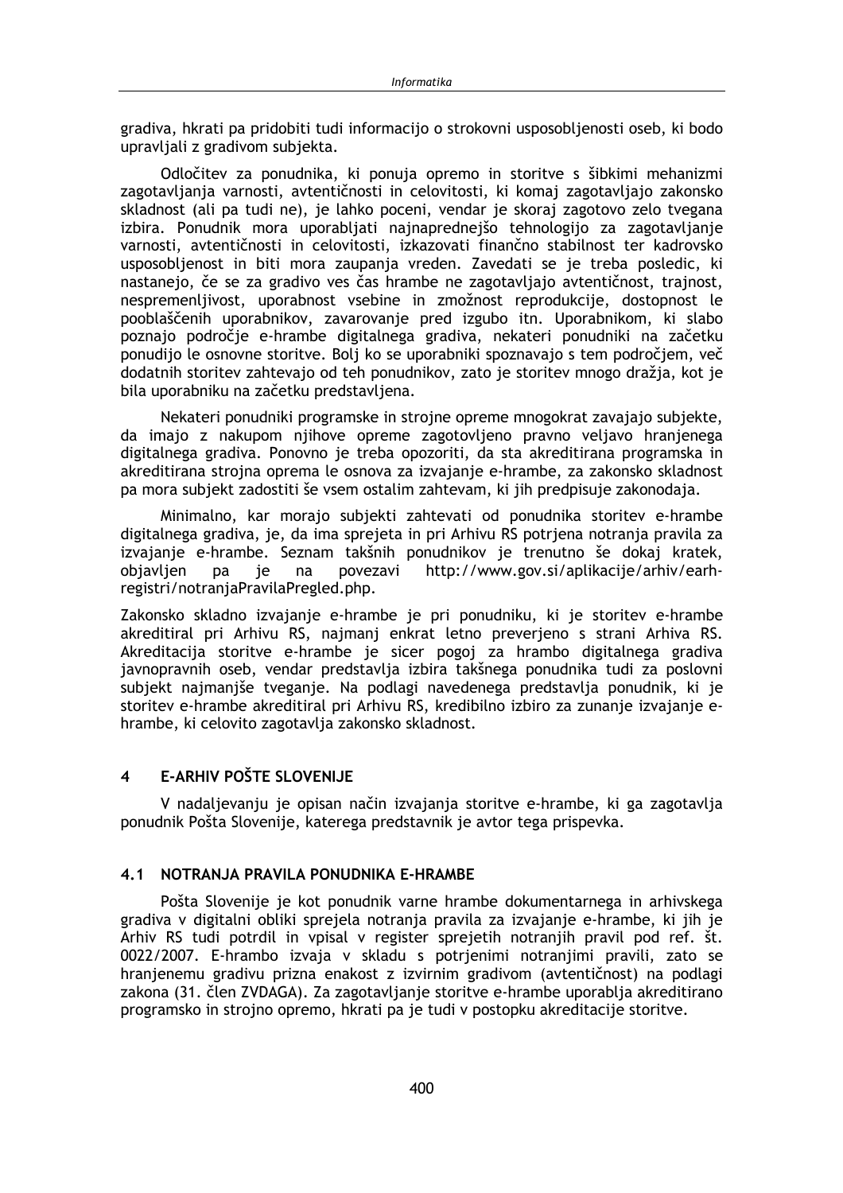gradiva, hkrati pa pridobiti tudi informacijo o strokovni usposobljenosti oseb, ki bodo upravljali z gradivom subjekta.

Odločitev za ponudnika, ki ponuja opremo in storitve s šibkimi mehanizmi zagotavljanja varnosti, avtentičnosti in celovitosti, ki komaj zagotavljajo zakonsko skladnost (ali pa tudi ne), je lahko poceni, vendar je skoraj zagotovo zelo tvegana izbira. Ponudnik mora uporabljati najnaprednejšo tehnologijo za zagotavljanje varnosti, avtentičnosti in celovitosti, izkazovati finančno stabilnost ter kadrovsko usposobljenost in biti mora zaupanja vreden. Zavedati se je treba posledic, ki nastanejo, če se za gradivo ves čas hrambe ne zagotavljajo avtentičnost, trajnost, nespremenljivost, uporabnost vsebine in zmožnost reprodukcije, dostopnost le pooblaščenih uporabnikov, zavarovanje pred izgubo itn. Uporabnikom, ki slabo poznajo področje e-hrambe digitalnega gradiva, nekateri ponudniki na začetku ponudijo le osnovne storitve. Bolj ko se uporabniki spoznavajo s tem področjem, več dodatnih storitev zahtevajo od teh ponudnikov, zato je storitev mnogo dražja, kot je bila uporabniku na začetku predstavljena.

Nekateri ponudniki programske in strojne opreme mnogokrat zavajajo subjekte, da imajo z nakupom njihove opreme zagotovljeno pravno veljavo hranjenega digitalnega gradiva. Ponovno je treba opozoriti, da sta akreditirana programska in akreditirana strojna oprema le osnova za izvajanje e-hrambe, za zakonsko skladnost pa mora subjekt zadostiti še vsem ostalim zahtevam, ki jih predpisuje zakonodaja.

Minimalno, kar morajo subjekti zahtevati od ponudnika storitev e-hrambe digitalnega gradiva, je, da ima sprejeta in pri Arhivu RS potrjena notranja pravila za izvajanje e-hrambe. Seznam takšnih ponudnikov je trenutno še dokaj kratek, objavljen pa je na povezavi http://www.gov.si/aplikacije/arhiv/earh-registri/notranjaPravilaPregled.php.

Zakonsko skladno izvajanje e-hrambe je pri ponudniku, ki je storitev e-hrambe akreditiral pri Arhivu RS, najmanj enkrat letno preverjeno s strani Arhiva RS. Akreditacija storitve e-hrambe je sicer pogoj za hrambo digitalnega gradiva javnopravnih oseb, vendar predstavlja izbira takšnega ponudnika tudi za poslovni subjekt najmanjše tveganje. Na podlagi navedenega predstavlja ponudnik, ki je storitev e-hrambe akreditiral pri Arhivu RS, kredibilno izbiro za zunanje izvajanje e-hrambe, ki celovito zagotavlja zakonsko skladnost.

## 4 E-ARHIV POŠTE SLOVENIJE

V nadaljevanju je opisan način izvajanja storitve e-hrambe, ki ga zagotavlja ponudnik Pošta Slovenije, katerega predstavnik je avtor tega prispevka.

### 4.1 NOTRANJA PRAVILA PONUDNIKA E-HRAMBE

Pošta Slovenije je kot ponudnik varne hrambe dokumentarnega in arhivskega gradiva v digitalni obliki sprejela notranja pravila za izvajanje e-hrambe, ki jih je Arhiv RS tudi potrdil in vpisal v register sprejetih notranjih pravil pod ref. št. 0022/2007. E-hrambo izvaja v skladu s potrjenimi notranjimi pravili, zato se hranjenemu gradivu prizna enakost z izvirnim gradivom (avtentičnost) na podlagi zakona (31. člen ZVDAGA). Za zagotavljanje storitve e-hrambe uporablja akreditirano programsko in strojno opremo, hkrati pa je tudi v postopku akreditacije storitve.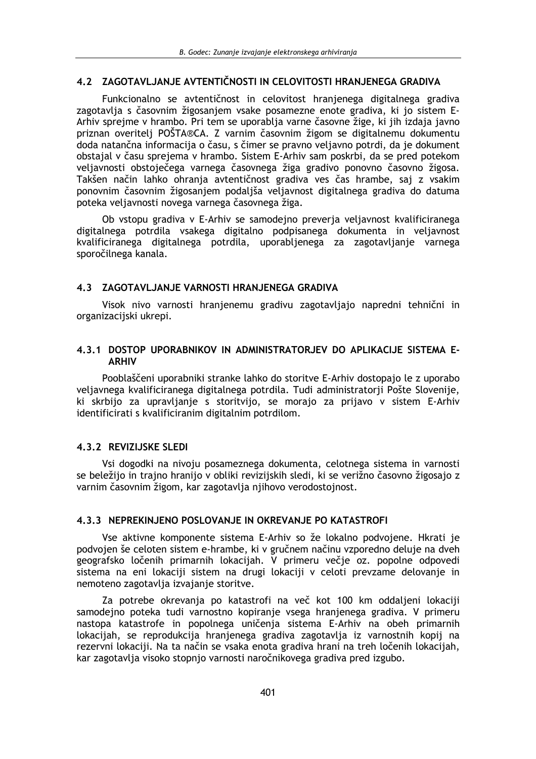## 4.2 ZAGOTAVLJANJE AVTENTIČNOSTI IN CELOVITOSTI HRANJENEGA GRADIVA

Funkcionalno se avtentičnost in celovitost hranjenega digitalnega gradiva zagotavlja s časovnim žigosanjem vsake posamezne enote gradiva, ki jo sistem E-Arhiv sprejme v hrambo. Pri tem se uporablja varne časovne žige, ki jih izdaja javno priznan overitelj POŠTA®CA. Z varnim časovnim žigom se digitalnemu dokumentu doda natančna informacija o času, s čimer se pravno veljavno potrdi, da je dokument obstajal v času sprejema v hrambo. Sistem E-Arhiv sam poskrbi, da se pred potekom veljavnosti obstoječega varnega časovnega žiga gradivo ponovno časovno žigosa. Takšen način lahko ohranja avtentičnost gradiva ves čas hrambe, saj z vsakim ponovnim časovnim žigosanjem podaljša veljavnost digitalnega gradiva do datuma poteka veljavnosti novega varnega časovnega žiga.

Ob vstopu gradiva v E-Arhiv se samodejno preverja veljavnost kvalificiranega digitalnega potrdila vsakega digitalno podpisanega dokumenta in veljavnost kvalificiranega digitalnega potrdila, uporabljenega za zagotavljanje varnega sporočilnega kanala.

## 4.3 ZAGOTAVLJANJE VARNOSTI HRANJENEGA GRADIVA

Visok nivo varnosti hranjenemu gradivu zagotavljajo napredni tehnični in organizacijski ukrepi.

### 4.3.1 DOSTOP UPORABNIKOV IN ADMINISTRATORJEV DO APLIKACIJE SISTEMA E-ARHIV

Pooblaščeni uporabniki stranke lahko do storitve E-Arhiv dostopajo le z uporabo veljavnega kvalificiranega digitalnega potrdila. Tudi administratorji Pošte Slovenije, ki skrbijo za upravljanje s storitvijo, se morajo za prijavo v sistem E-Arhiv identificirati s kvalificiranim digitalnim potrdilom.

### 4.3.2 REVIZIJSKE SLEDI

Vsi dogodki na nivoju posameznega dokumenta, celotnega sistema in varnosti se beležijo in trajno hranijo v obliki revizijskih sledi, ki se verižno časovno žigosajo z varnim časovnim žigom, kar zagotavlja njihovo verodostojnost.

### 4.3.3 NEPREKINJENO POSLOVANJE IN OKREVANJE PO KATASTROFI

Vse aktivne komponente sistema E-Arhiv so že lokalno podvojene. Hkrati je podvojen še celoten sistem e-hrambe, ki v gručnem načinu vzporedno deluje na dveh geografsko ločenih primarnih lokacijah. V primeru večje oz. popolne odpovedi sistema na eni lokaciji sistem na drugi lokaciji v celoti prevzame delovanje in nemoteno zagotavlja izvajanje storitve.

Za potrebe okrevanja po katastrofi na več kot 100 km oddaljeni lokaciji samodejno poteka tudi varnostno kopiranje vsega hranjenega gradiva. V primeru nastopa katastrofe in popolnega uničenja sistema E-Arhiv na obeh primarnih lokacijah, se reprodukcija hranjenega gradiva zagotavlja iz varnostnih kopij na rezervni lokaciji. Na ta način se vsaka enota gradiva hrani na treh ločenih lokacijah, kar zagotavlja visoko stopnjo varnosti naročnikovega gradiva pred izgubo.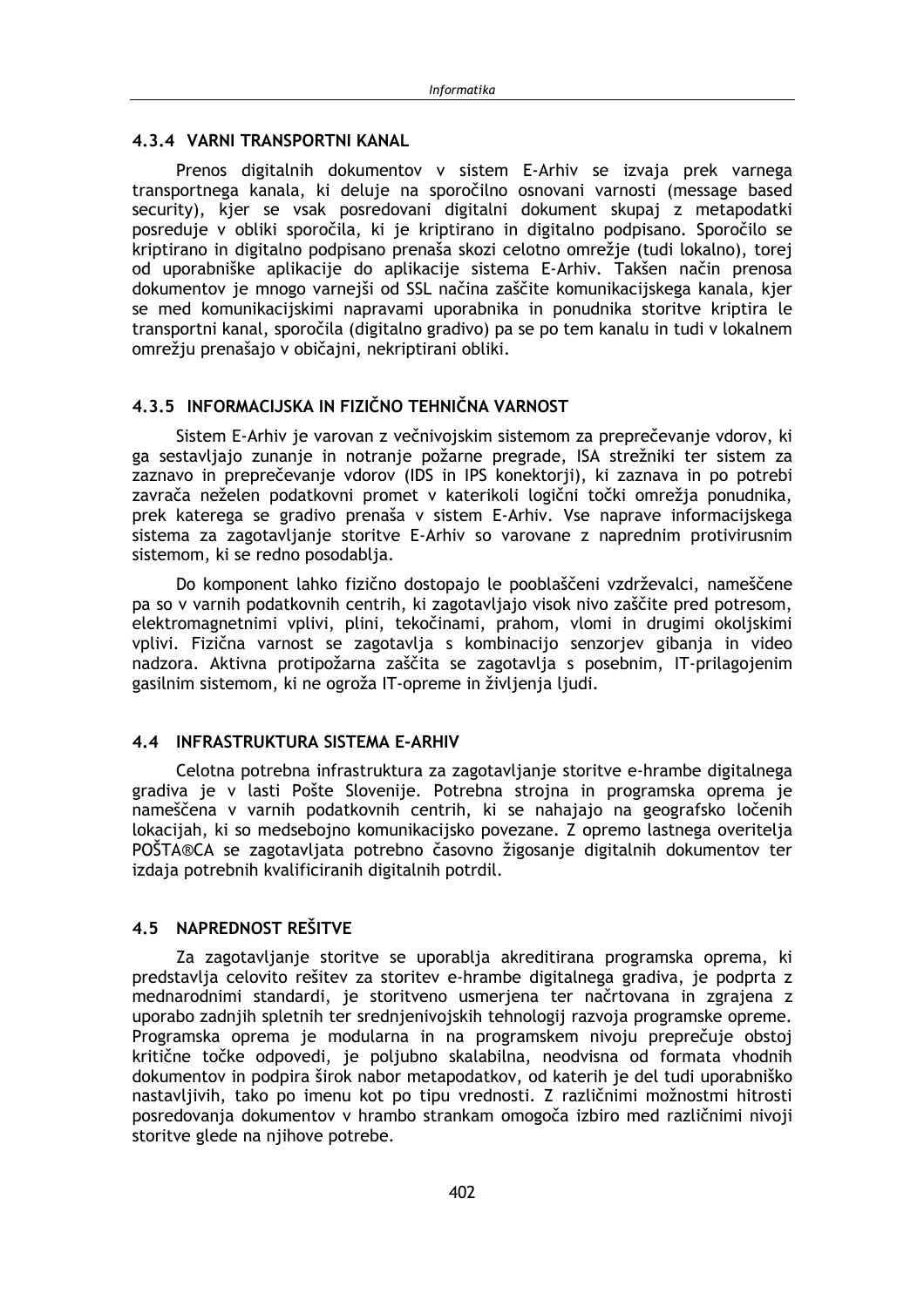### 4.3.4 VARNI TRANSPORTNI KANAL

Prenos digitalnih dokumentov v sistem E-Arhiv se izvaja prek varnega transportnega kanala, ki deluje na sporočilno osnovani varnosti (message based security), kjer se vsak posredovani digitalni dokument skupaj z metapodatki posreduje v obliki sporočila, ki je kriptirano in digitalno podpisano. Sporočilo se kriptirano in digitalno podpisano prenaša skozi celotno omrežje (tudi lokalno), torej od uporabniške aplikacije do aplikacije sistema E-Arhiv. Takšen način prenosa dokumentov je mnogo varnejši od SSL načina zaščite komunikacijskega kanala, kjer se med komunikacijskimi napravami uporabnika in ponudnika storitve kriptira le transportni kanal, sporočila (digitalno gradivo) pa se po tem kanalu in tudi v lokalnem omrežju prenašajo v običajni, nekriptirani obliki.

### 4.3.5 INFORMACIJSKA IN FIZIČNO TEHNIČNA VARNOST

Sistem E-Arhiv je varovan z večnivojskim sistemom za preprečevanje vdorov, ki ga sestavljajo zunanje in notranje požarne pregrade, ISA strežniki ter sistem za zaznavo in preprečevanje vdorov (IDS in IPS konektorji), ki zaznava in po potrebi zavrača neželen podatkovni promet v katerikoli logični točki omrežja ponudnika, prek katerega se gradivo prenaša v sistem E-Arhiv. Vse naprave informacijskega sistema za zagotavljanje storitve E-Arhiv so varovane z naprednim protivirusnim sistemom, ki se redno posodablja.

Do komponent lahko fizično dostopajo le pooblaščeni vzdrževalci, nameščene pa so v varnih podatkovnih centrih, ki zagotavljajo visok nivo zaščite pred potresom, elektromagnetnimi vplivi, plini, tekočinami, prahom, vlomi in drugimi okoljskimi vplivi. Fizična varnost se zagotavlja s kombinacijo senzorjev gibanja in video nadzora. Aktivna protipožarna zaščita se zagotavlja s posebnim, IT-prilagojenim gasilnim sistemom, ki ne ogroža IT-opreme in življenja ljudi.

## 4.4 INFRASTRUKTURA SISTEMA E-ARHIV

Celotna potrebna infrastruktura za zagotavljanje storitve e-hrambe digitalnega gradiva je v lasti Pošte Slovenije. Potrebna strojna in programska oprema je nameščena v varnih podatkovnih centrih, ki se nahajajo na geografsko ločenih lokacijah, ki so medsebojno komunikacijsko povezane. Z opremo lastnega overitelja POŠTA®CA se zagotavljata potrebno časovno žigosanje digitalnih dokumentov ter izdaja potrebnih kvalificiranih digitalnih potrdil.

## 4.5 NAPREDNOST REŠITVE

Za zagotavljanje storitve se uporablja akreditirana programska oprema, ki predstavlja celovito rešitev za storitev e-hrambe digitalnega gradiva, je podprta z mednarodnimi standardi, je storitveno usmerjena ter načrtovana in zgrajena z uporabo zadnjih spletnih ter srednjenivojskih tehnologij razvoja programske opreme. Programska oprema je modularna in na programskem nivoju preprečuje obstoj kritične točke odpovedi, je poljubno skalabilna, neodvisna od formata vhodnih dokumentov in podpira širok nabor metapodatkov, od katerih je del tudi uporabniško nastavljivih, tako po imenu kot po tipu vrednosti. Z različnimi možnostmi hitrosti posredovanja dokumentov v hrambo strankam omogoča izbiro med različnimi nivoji storitve glede na njihove potrebe.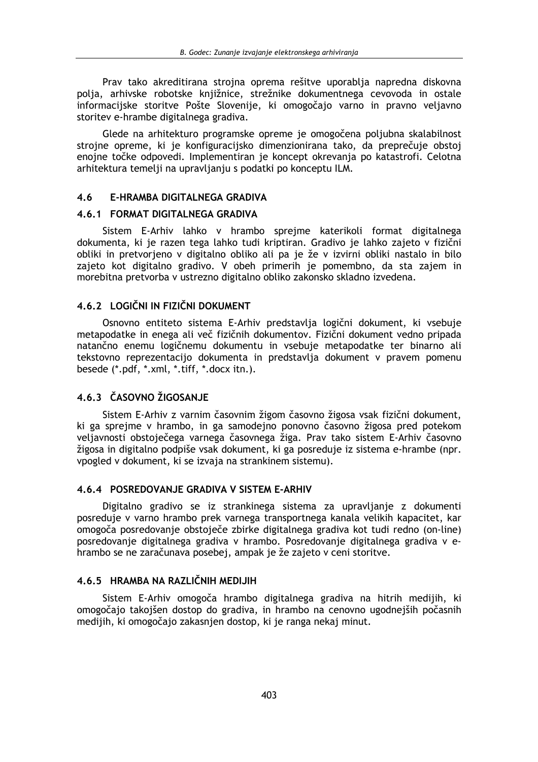Prav tako akreditirana strojna oprema rešitve uporablja napredna diskovna polja, arhivske robotske knjižnice, strežnike dokumentnega cevovoda in ostale informacijske storitve Pošte Slovenije, ki omogočajo varno in pravno veljavno storitev e-hrambe digitalnega gradiva.

Glede na arhitekturo programske opreme je omogočena poljubna skalabilnost strojne opreme, ki je konfiguracijsko dimenzionirana tako, da preprečuje obstoj enojne točke odpovedi. Implementiran je koncept okrevanja po katastrofi. Celotna arhitektura temelji na upravljanju s podatki po konceptu ILM.

## 4.6 E-HRAMBA DIGITALNEGA GRADIVA

### 4.6.1 FORMAT DIGITALNEGA GRADIVA

Sistem E-Arhiv lahko v hrambo sprejme katerikoli format digitalnega dokumenta, ki je razen tega lahko tudi kriptiran. Gradivo je lahko zajeto v fizični obliki in pretvorjeno v digitalno obliko ali pa je že v izvirni obliki nastalo in bilo zajeto kot digitalno gradivo. V obeh primerih je pomembno, da sta zajem in morebitna pretvorba v ustrezno digitalno obliko zakonsko skladno izvedena.

### 4.6.2 LOGIČNI IN FIZIČNI DOKUMENT

Osnovno entiteto sistema E-Arhiv predstavlja logični dokument, ki vsebuje metapodatke in enega ali več fizičnih dokumentov. Fizični dokument vedno pripada natančno enemu logičnemu dokumentu in vsebuje metapodatke ter binarno ali tekstovno reprezentacijo dokumenta in predstavlja dokument v pravem pomenu besede (*.pdf, *.xml, *.tiff, *.docx itn.).

### 4.6.3 ČASOVNO ŽIGOSANJE

Sistem E-Arhiv z varnim časovnim žigom časovno žigosa vsak fizični dokument, ki ga sprejme v hrambo, in ga samodejno ponovno časovno žigosa pred potekom veljavnosti obstoječega varnega časovnega žiga. Prav tako sistem E-Arhiv časovno žigosa in digitalno podpiše vsak dokument, ki ga posreduje iz sistema e-hrambe (npr. vpogled v dokument, ki se izvaja na strankinem sistemu).

### 4.6.4 POSREDOVANJE GRADIVA V SISTEM E-ARHIV

Digitalno gradivo se iz strankinega sistema za upravljanje z dokumenti posreduje v varno hrambo prek varnega transportnega kanala velikih kapacitet, kar omogoča posredovanje obstoječe zbirke digitalnega gradiva kot tudi redno (on-line) posredovanje digitalnega gradiva v hrambo. Posredovanje digitalnega gradiva v e-hrambo se ne zaračunava posebej, ampak je že zajeto v ceni storitve.

### 4.6.5 HRAMBA NA RAZLIČNIH MEDIJIH

Sistem E-Arhiv omogoča hrambo digitalnega gradiva na hitrih medijih, ki omogočajo takojšen dostop do gradiva, in hrambo na cenovno ugodnejših počasnih medijih, ki omogočajo zakasnjen dostop, ki je ranga nekaj minut.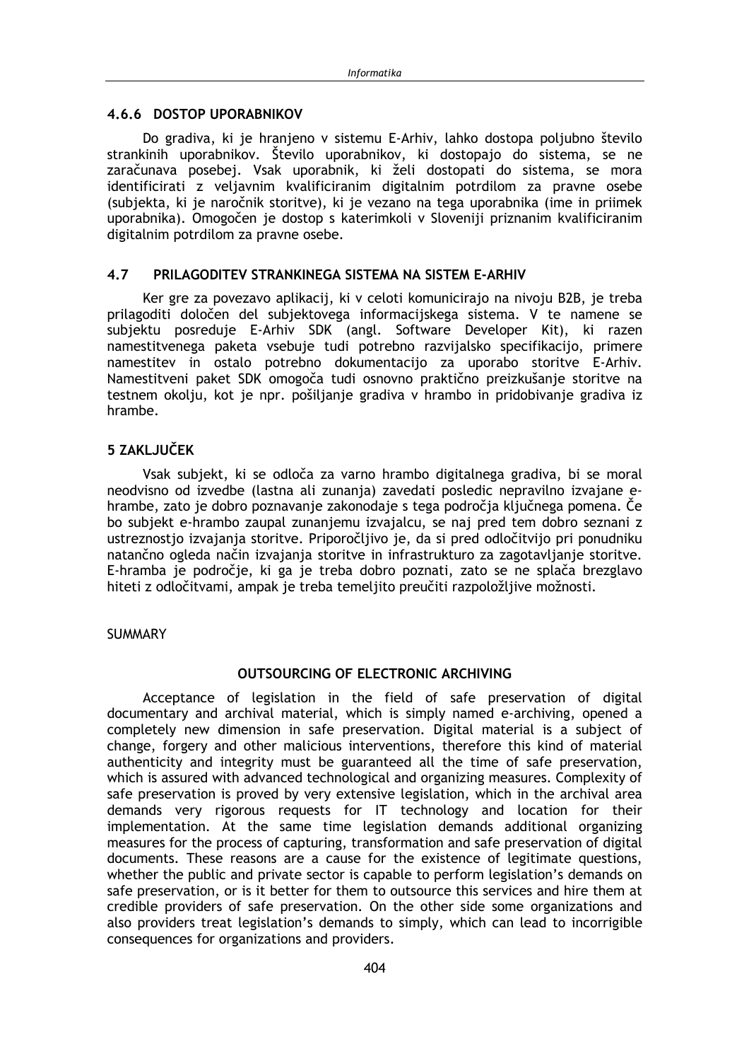### 4.6.6 DOSTOP UPORABNIKOV

Do gradiva, ki je hranjeno v sistemu E-Arhiv, lahko dostopa poljubno število strankinih uporabnikov. Število uporabnikov, ki dostopajo do sistema, se ne zaračunava posebej. Vsak uporabnik, ki želi dostopati do sistema, se mora identificirati z veljavnim kvalificiranim digitalnim potrdilom za pravne osebe (subjekta, ki je naročnik storitve), ki je vezano na tega uporabnika (ime in priimek uporabnika). Omogočen je dostop s katerimkoli v Sloveniji priznanim kvalificiranim digitalnim potrdilom za pravne osebe.

## 4.7 PRILAGODITEV STRANKINEGA SISTEMA NA SISTEM E-ARHIV

Ker gre za povezavo aplikacij, ki v celoti komunicirajo na nivoju B2B, je treba prilagoditi določen del subjektovega informacijskega sistema. V te namene se subjektu posreduje E-Arhiv SDK (angl. Software Developer Kit), ki razen namestitvenega paketa vsebuje tudi potrebno razvijalsko specifikacijo, primere namestitev in ostalo potrebno dokumentacijo za uporabo storitve E-Arhiv. Namestitveni paket SDK omogoča tudi osnovno praktično preizkušanje storitve na testnem okolju, kot je npr. pošiljanje gradiva v hrambo in pridobivanje gradiva iz hrambe.

# 5 ZAKLJUČEK

Vsak subjekt, ki se odloča za varno hrambo digitalnega gradiva, bi se moral neodvisno od izvedbe (lastna ali zunanja) zavedati posledic nepravilno izvajane e-hrambe, zato je dobro poznavanje zakonodaje s tega področja ključnega pomena. Če bo subjekt e-hrambo zaupal zunanjemu izvajalcu, se naj pred tem dobro seznani z ustreznostjo izvajanja storitve. Priporočljivo je, da si pred odločitvijo pri ponudniku natančno ogleda način izvajanja storitve in infrastrukturo za zagotavljanje storitve. E-hramba je področje, ki ga je treba dobro poznati, zato se ne splača brezglavo hiteti z odločitvami, ampak je treba temeljito preučiti razpoložljive možnosti.

SUMMARY

**OUTSOURCING OF ELECTRONIC ARCHIVING**

Acceptance of legislation in the field of safe preservation of digital documentary and archival material, which is simply named e-archiving, opened a completely new dimension in safe preservation. Digital material is a subject of change, forgery and other malicious interventions, therefore this kind of material authenticity and integrity must be guaranteed all the time of safe preservation, which is assured with advanced technological and organizing measures. Complexity of safe preservation is proved by very extensive legislation, which in the archival area demands very rigorous requests for IT technology and location for their implementation. At the same time legislation demands additional organizing measures for the process of capturing, transformation and safe preservation of digital documents. These reasons are a cause for the existence of legitimate questions, whether the public and private sector is capable to perform legislation's demands on safe preservation, or is it better for them to outsource this services and hire them at credible providers of safe preservation. On the other side some organizations and also providers treat legislation's demands to simply, which can lead to incorrigible consequences for organizations and providers.